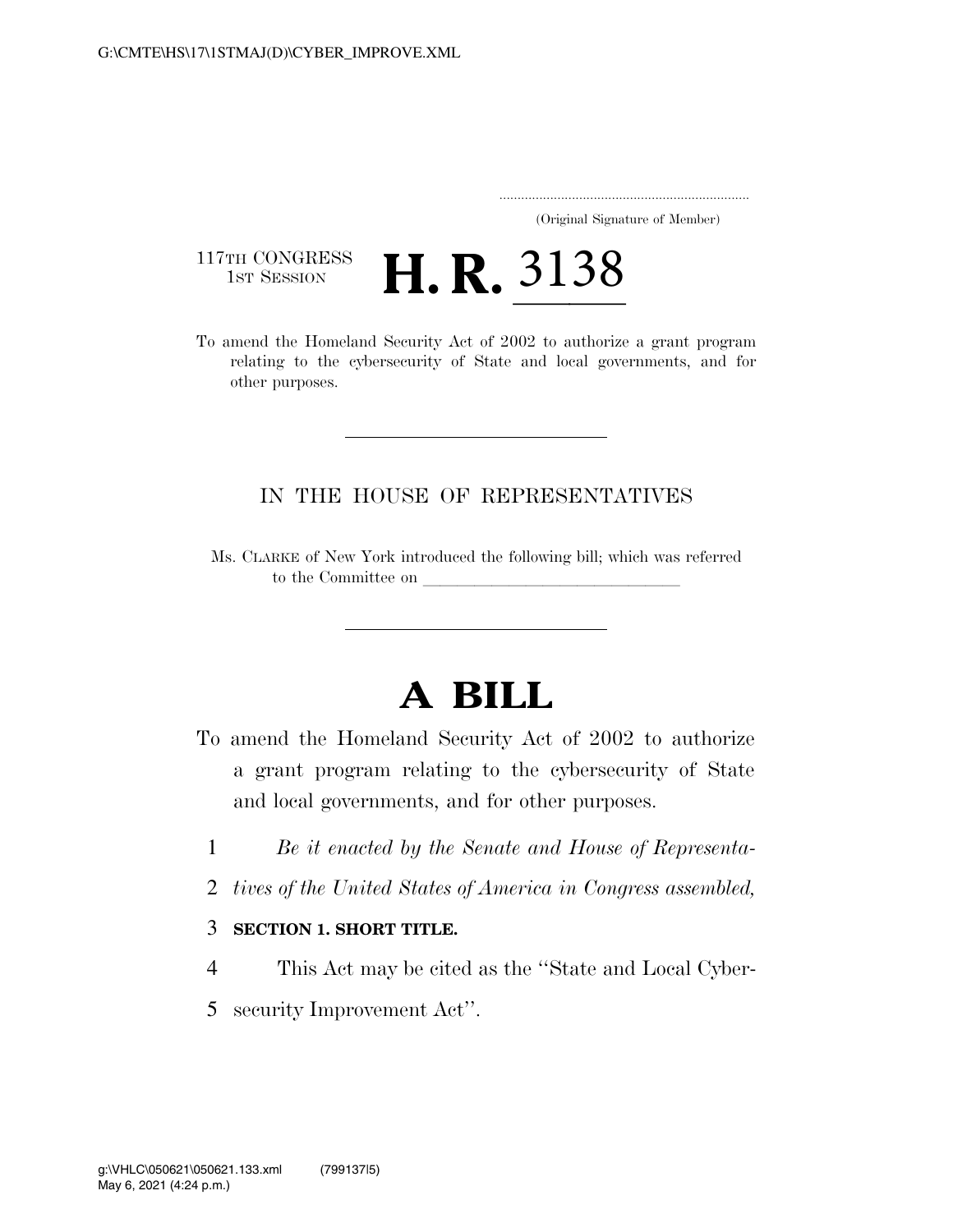G:\CMTE\HS\17\1STMAJ(D)\CYBER_IMPROVE.XML

.....................................................................
(Original Signature of Member)

117TH CONGRESS
1ST SESSION

# H. R. 3138

To amend the Homeland Security Act of 2002 to authorize a grant program relating to the cybersecurity of State and local governments, and for other purposes.

---

IN THE HOUSE OF REPRESENTATIVES

Ms. CLARKE of New York introduced the following bill; which was referred to the Committee on ______________________________

---

# A BILL

To amend the Homeland Security Act of 2002 to authorize a grant program relating to the cybersecurity of State and local governments, and for other purposes.

1 *Be it enacted by the Senate and House of Representa-*
2 *tives of the United States of America in Congress assembled,*

3 **SECTION 1. SHORT TITLE.**

4 This Act may be cited as the ''State and Local Cyber-
5 security Improvement Act''.

g:\VHLC\050621\050621.133.xml (799137|5)
May 6, 2021 (4:24 p.m.)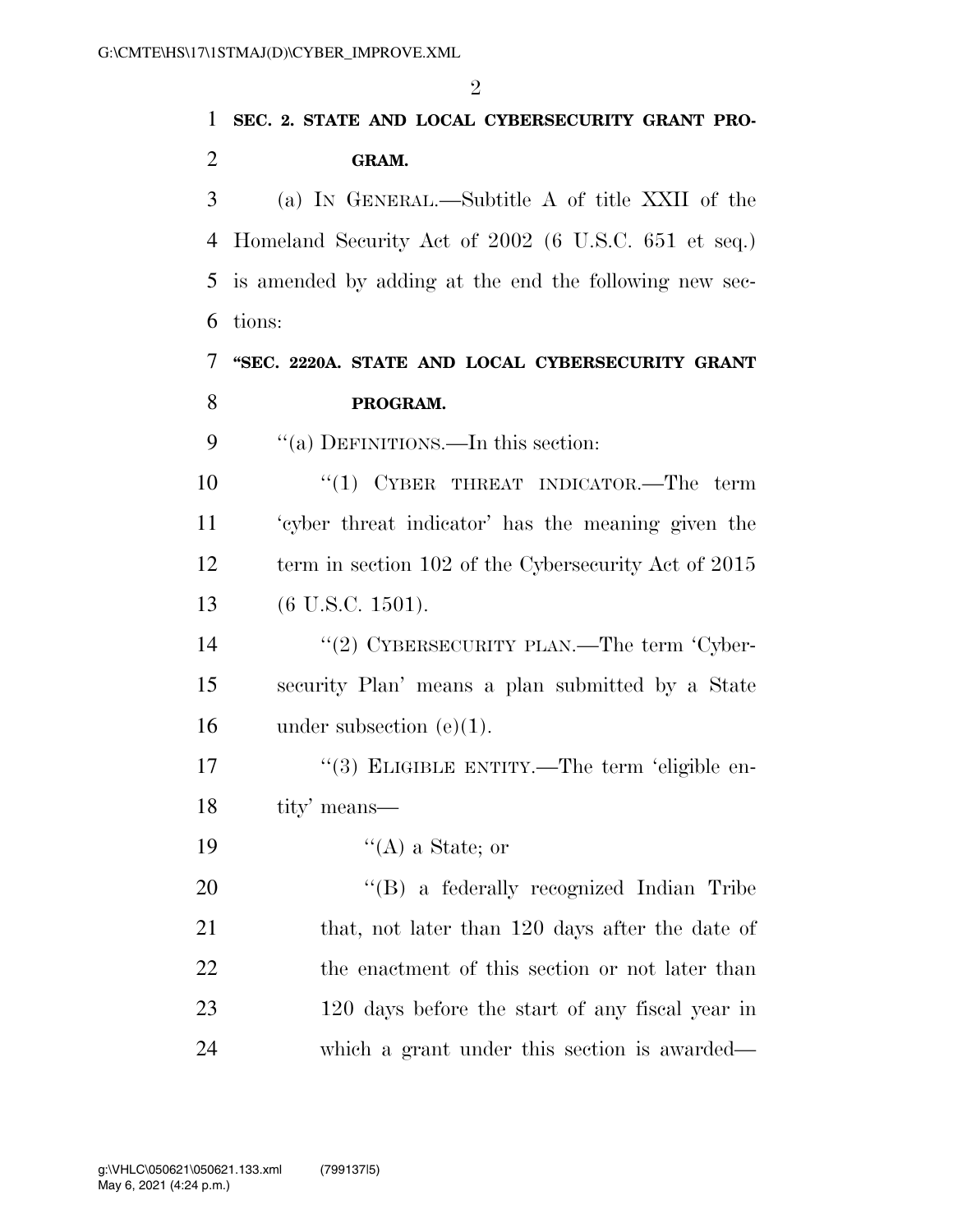**SEC. 2. STATE AND LOCAL CYBERSECURITY GRANT PROGRAM.**

(a) IN GENERAL.—Subtitle A of title XXII of the Homeland Security Act of 2002 (6 U.S.C. 651 et seq.) is amended by adding at the end the following new sections:

**"SEC. 2220A. STATE AND LOCAL CYBERSECURITY GRANT PROGRAM.**

"(a) DEFINITIONS.—In this section:

"(1) CYBER THREAT INDICATOR.—The term 'cyber threat indicator' has the meaning given the term in section 102 of the Cybersecurity Act of 2015 (6 U.S.C. 1501).

"(2) CYBERSECURITY PLAN.—The term 'Cybersecurity Plan' means a plan submitted by a State under subsection (e)(1).

"(3) ELIGIBLE ENTITY.—The term 'eligible entity' means—

"(A) a State; or

"(B) a federally recognized Indian Tribe that, not later than 120 days after the date of the enactment of this section or not later than 120 days before the start of any fiscal year in which a grant under this section is awarded—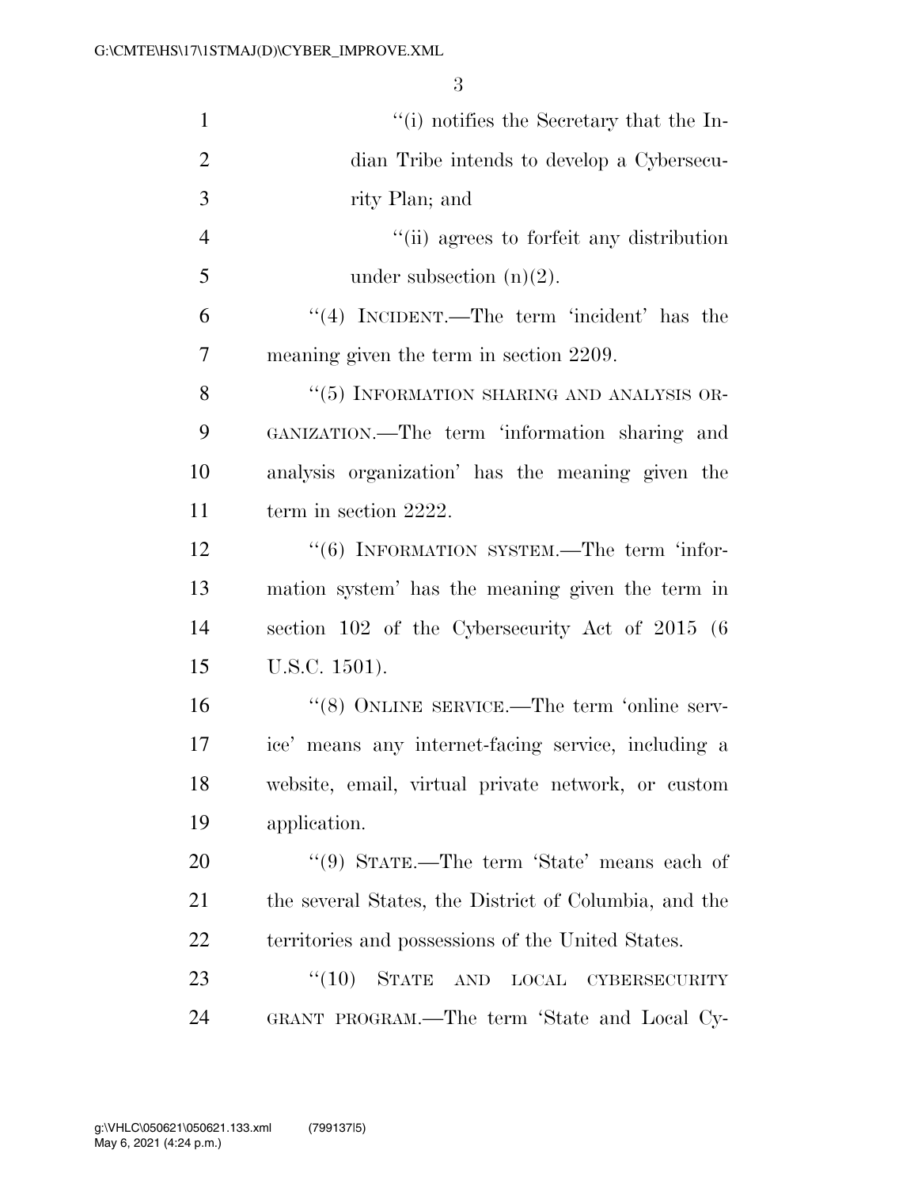"(i) notifies the Secretary that the Indian Tribe intends to develop a Cybersecurity Plan; and

"(ii) agrees to forfeit any distribution under subsection (n)(2).

"(4) INCIDENT.—The term 'incident' has the meaning given the term in section 2209.

"(5) INFORMATION SHARING AND ANALYSIS ORGANIZATION.—The term 'information sharing and analysis organization' has the meaning given the term in section 2222.

"(6) INFORMATION SYSTEM.—The term 'information system' has the meaning given the term in section 102 of the Cybersecurity Act of 2015 (6 U.S.C. 1501).

"(8) ONLINE SERVICE.—The term 'online service' means any internet-facing service, including a website, email, virtual private network, or custom application.

"(9) STATE.—The term 'State' means each of the several States, the District of Columbia, and the territories and possessions of the United States.

"(10) STATE AND LOCAL CYBERSECURITY GRANT PROGRAM.—The term 'State and Local Cy-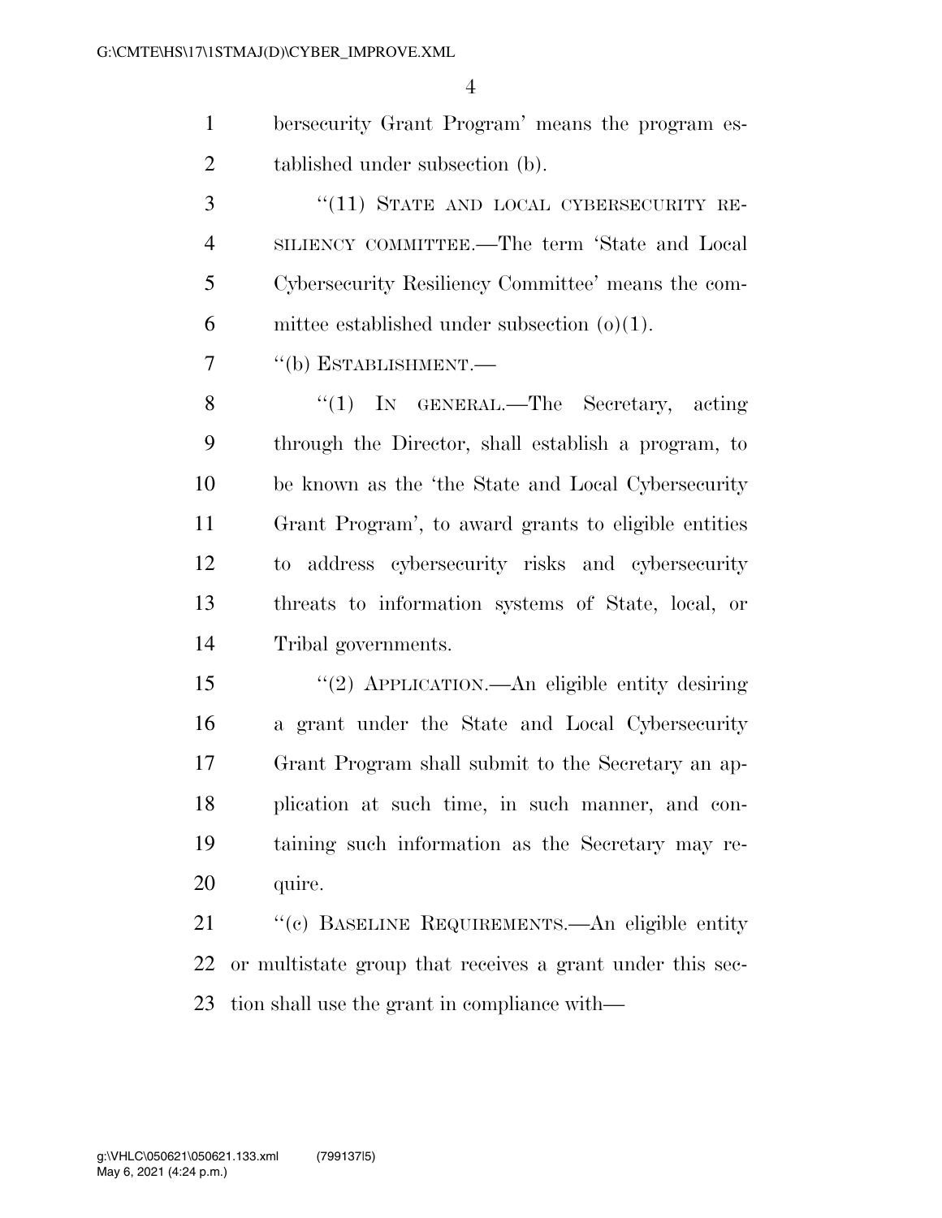bersecurity Grant Program' means the program established under subsection (b).

"(11) STATE AND LOCAL CYBERSECURITY RESILIENCY COMMITTEE.—The term 'State and Local Cybersecurity Resiliency Committee' means the committee established under subsection (o)(1).

"(b) ESTABLISHMENT.—

"(1) IN GENERAL.—The Secretary, acting through the Director, shall establish a program, to be known as the 'the State and Local Cybersecurity Grant Program', to award grants to eligible entities to address cybersecurity risks and cybersecurity threats to information systems of State, local, or Tribal governments.

"(2) APPLICATION.—An eligible entity desiring a grant under the State and Local Cybersecurity Grant Program shall submit to the Secretary an application at such time, in such manner, and containing such information as the Secretary may require.

"(c) BASELINE REQUIREMENTS.—An eligible entity or multistate group that receives a grant under this section shall use the grant in compliance with—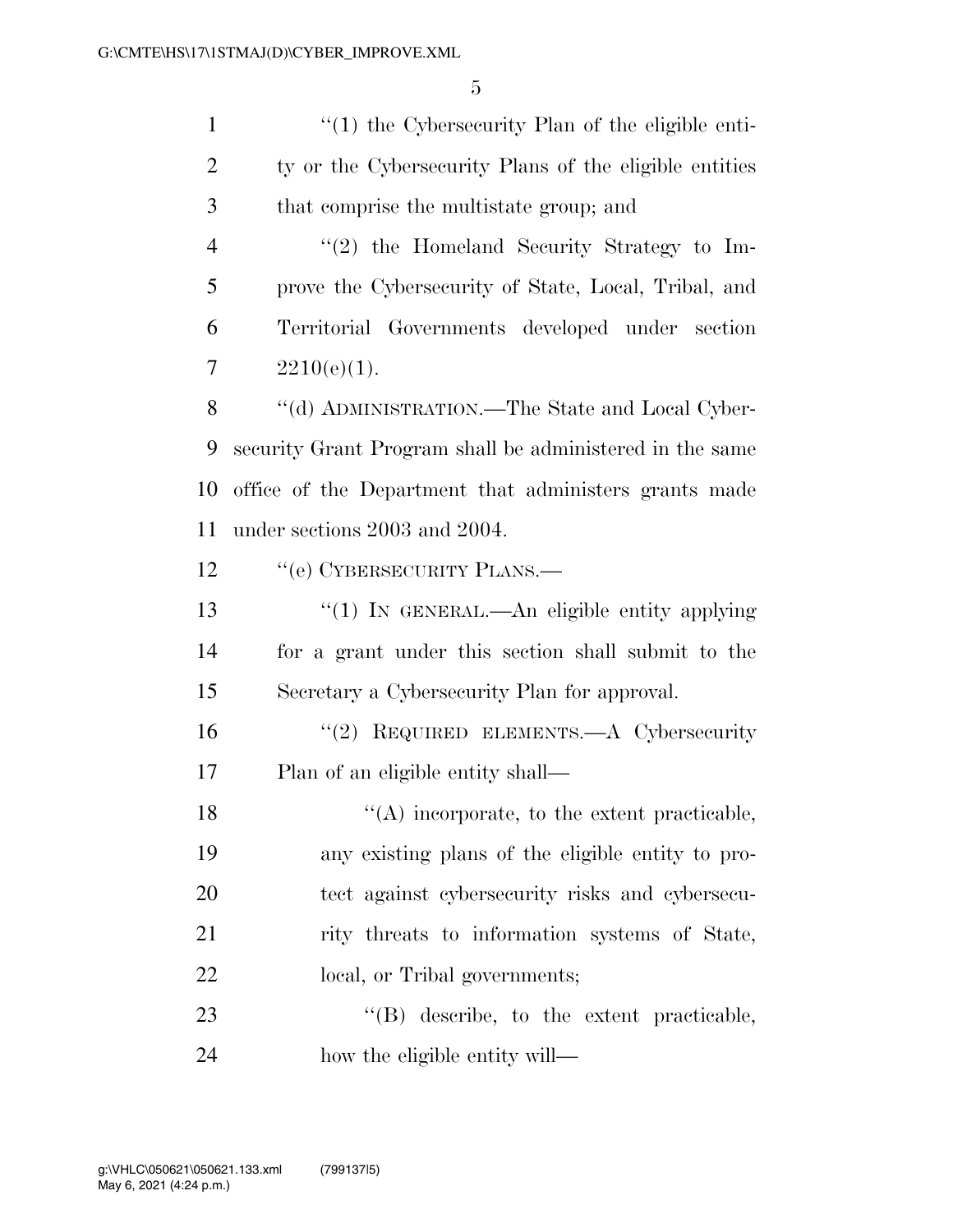"(1) the Cybersecurity Plan of the eligible entity or the Cybersecurity Plans of the eligible entities that comprise the multistate group; and

"(2) the Homeland Security Strategy to Improve the Cybersecurity of State, Local, Tribal, and Territorial Governments developed under section 2210(e)(1).

"(d) ADMINISTRATION.—The State and Local Cybersecurity Grant Program shall be administered in the same office of the Department that administers grants made under sections 2003 and 2004.

"(e) CYBERSECURITY PLANS.—

"(1) IN GENERAL.—An eligible entity applying for a grant under this section shall submit to the Secretary a Cybersecurity Plan for approval.

"(2) REQUIRED ELEMENTS.—A Cybersecurity Plan of an eligible entity shall—

"(A) incorporate, to the extent practicable, any existing plans of the eligible entity to protect against cybersecurity risks and cybersecurity threats to information systems of State, local, or Tribal governments;

"(B) describe, to the extent practicable, how the eligible entity will—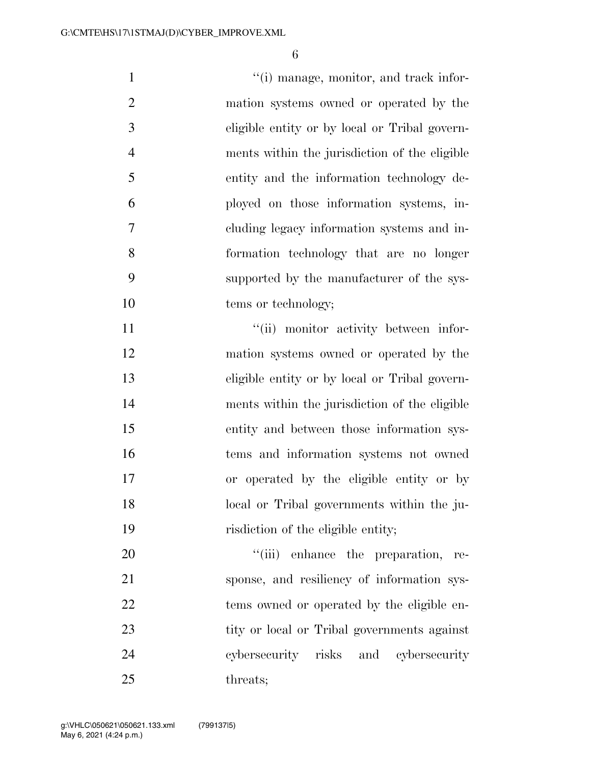"(i) manage, monitor, and track information systems owned or operated by the eligible entity or by local or Tribal governments within the jurisdiction of the eligible entity and the information technology deployed on those information systems, including legacy information systems and information technology that are no longer supported by the manufacturer of the systems or technology;

"(ii) monitor activity between information systems owned or operated by the eligible entity or by local or Tribal governments within the jurisdiction of the eligible entity and between those information systems and information systems not owned or operated by the eligible entity or by local or Tribal governments within the jurisdiction of the eligible entity;

"(iii) enhance the preparation, response, and resiliency of information systems owned or operated by the eligible entity or local or Tribal governments against cybersecurity risks and cybersecurity threats;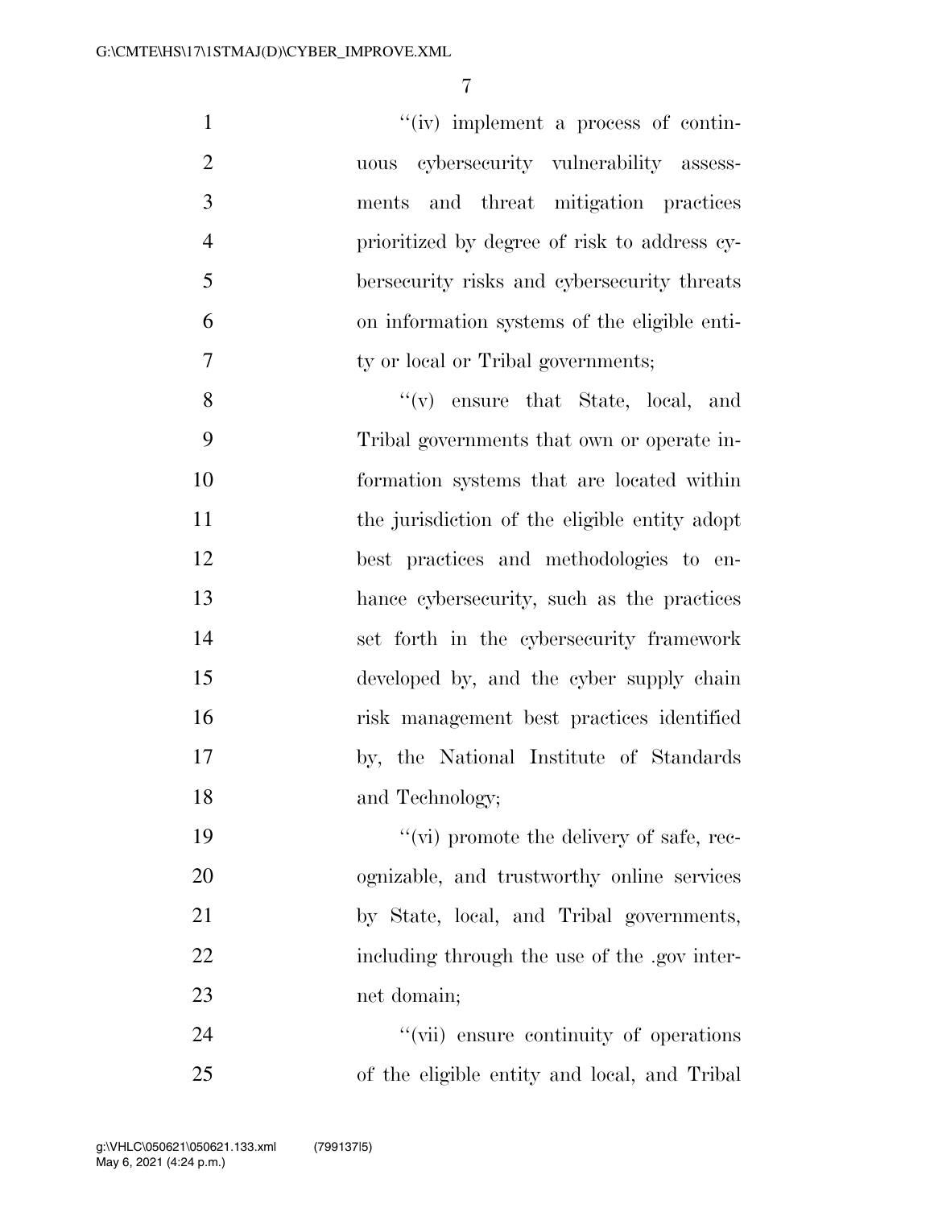''(iv) implement a process of continuous cybersecurity vulnerability assessments and threat mitigation practices prioritized by degree of risk to address cybersecurity risks and cybersecurity threats on information systems of the eligible entity or local or Tribal governments;

''(v) ensure that State, local, and Tribal governments that own or operate information systems that are located within the jurisdiction of the eligible entity adopt best practices and methodologies to enhance cybersecurity, such as the practices set forth in the cybersecurity framework developed by, and the cyber supply chain risk management best practices identified by, the National Institute of Standards and Technology;

''(vi) promote the delivery of safe, recognizable, and trustworthy online services by State, local, and Tribal governments, including through the use of the .gov internet domain;

''(vii) ensure continuity of operations of the eligible entity and local, and Tribal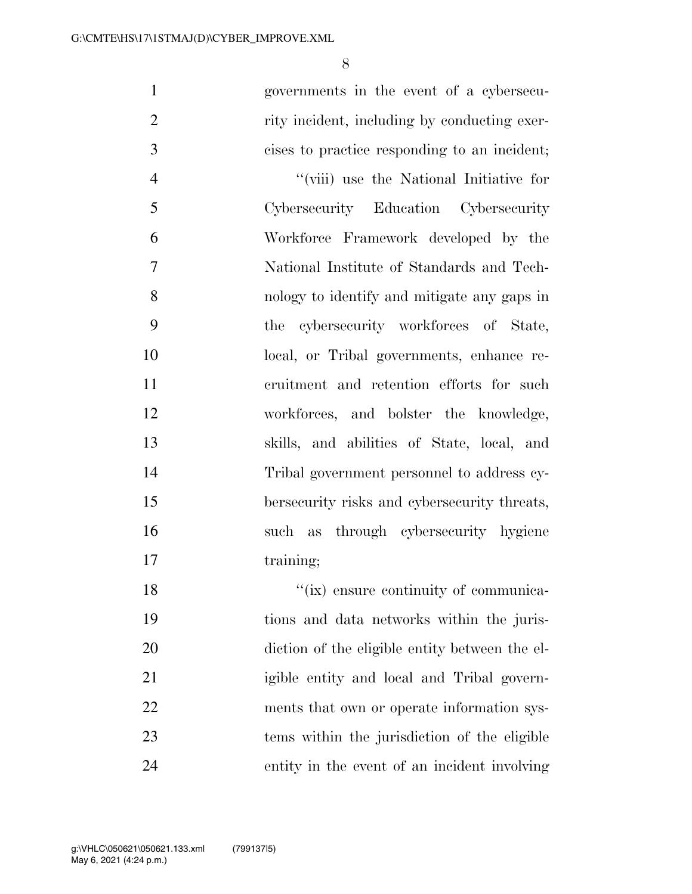governments in the event of a cybersecurity incident, including by conducting exercises to practice responding to an incident;

"(viii) use the National Initiative for Cybersecurity Education Cybersecurity Workforce Framework developed by the National Institute of Standards and Technology to identify and mitigate any gaps in the cybersecurity workforces of State, local, or Tribal governments, enhance recruitment and retention efforts for such workforces, and bolster the knowledge, skills, and abilities of State, local, and Tribal government personnel to address cybersecurity risks and cybersecurity threats, such as through cybersecurity hygiene training;

"(ix) ensure continuity of communications and data networks within the jurisdiction of the eligible entity between the eligible entity and local and Tribal governments that own or operate information systems within the jurisdiction of the eligible entity in the event of an incident involving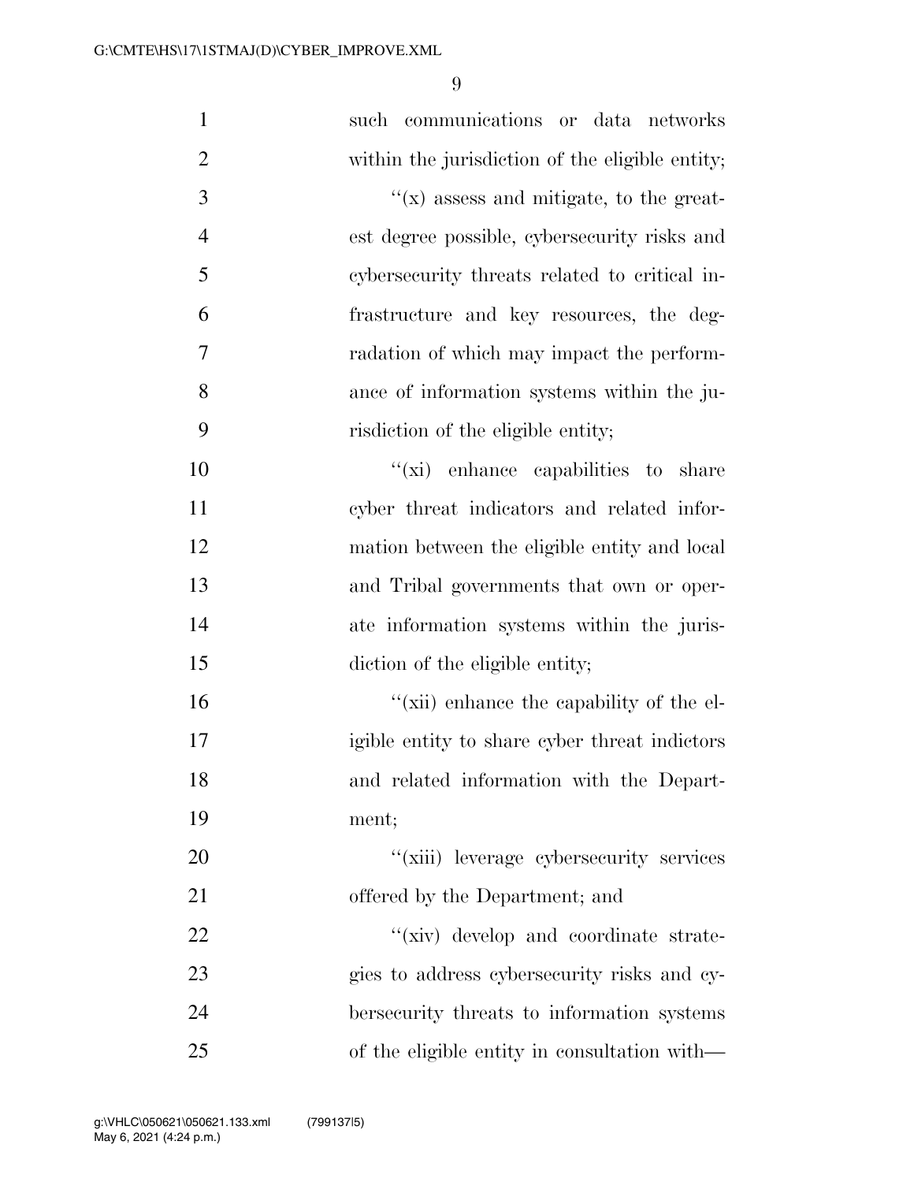such communications or data networks within the jurisdiction of the eligible entity;

''(x) assess and mitigate, to the greatest degree possible, cybersecurity risks and cybersecurity threats related to critical infrastructure and key resources, the degradation of which may impact the performance of information systems within the jurisdiction of the eligible entity;

''(xi) enhance capabilities to share cyber threat indicators and related information between the eligible entity and local and Tribal governments that own or operate information systems within the jurisdiction of the eligible entity;

''(xii) enhance the capability of the eligible entity to share cyber threat indictors and related information with the Department;

''(xiii) leverage cybersecurity services offered by the Department; and

''(xiv) develop and coordinate strategies to address cybersecurity risks and cybersecurity threats to information systems of the eligible entity in consultation with—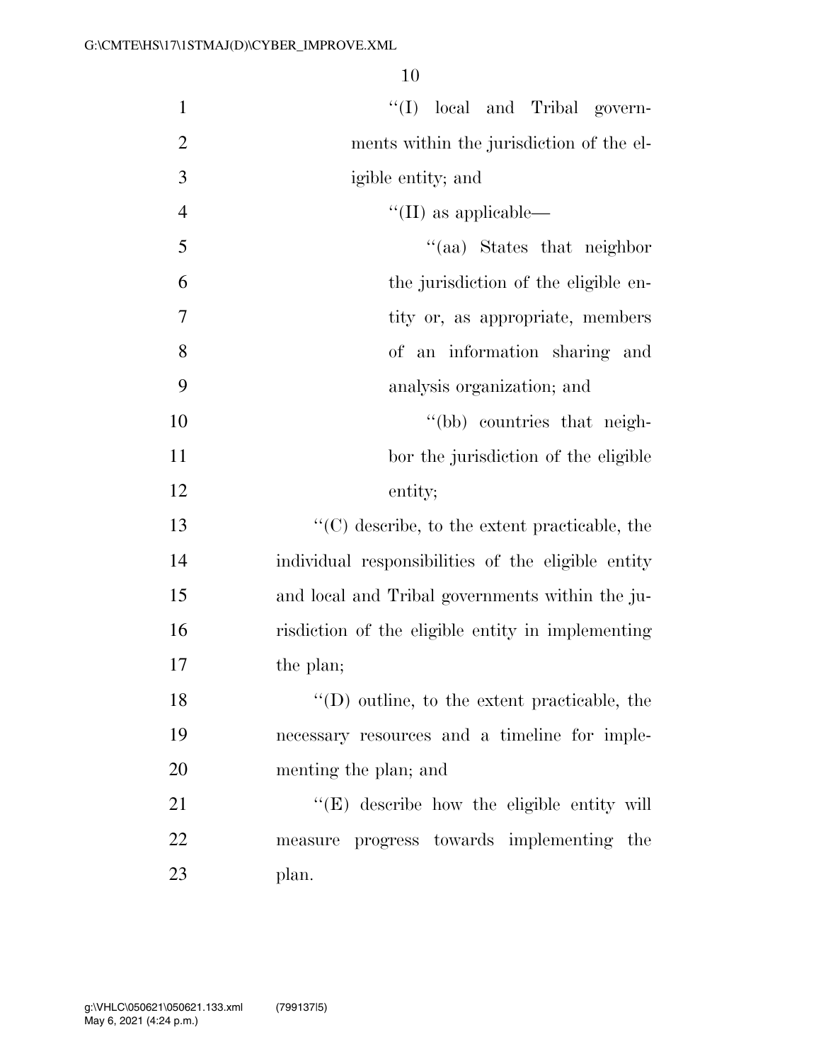''(I) local and Tribal governments within the jurisdiction of the eligible entity; and

''(II) as applicable—

''(aa) States that neighbor the jurisdiction of the eligible entity or, as appropriate, members of an information sharing and analysis organization; and

''(bb) countries that neighbor the jurisdiction of the eligible entity;

''(C) describe, to the extent practicable, the individual responsibilities of the eligible entity and local and Tribal governments within the jurisdiction of the eligible entity in implementing the plan;

''(D) outline, to the extent practicable, the necessary resources and a timeline for implementing the plan; and

''(E) describe how the eligible entity will measure progress towards implementing the plan.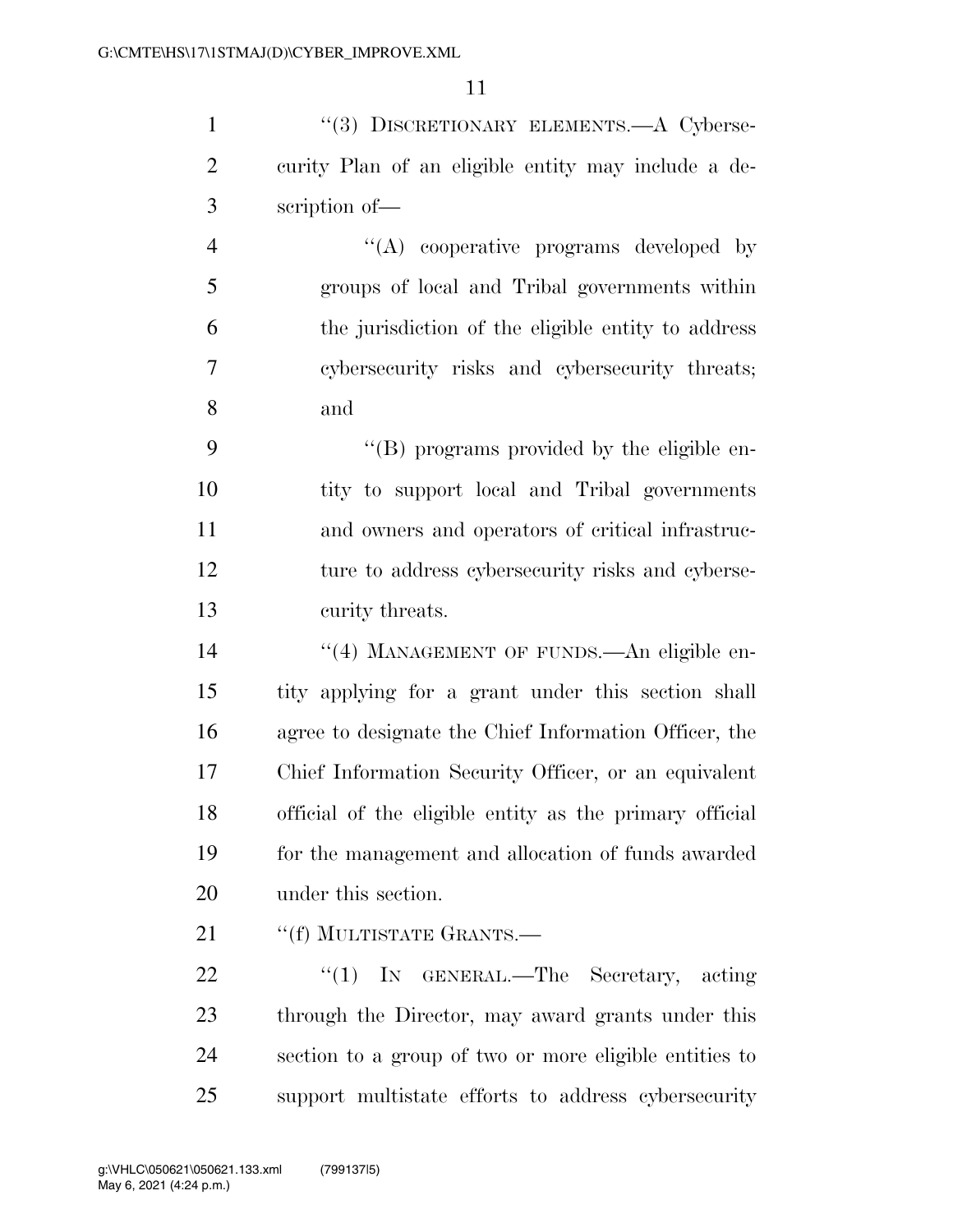"(3) DISCRETIONARY ELEMENTS.—A Cybersecurity Plan of an eligible entity may include a description of—

"(A) cooperative programs developed by groups of local and Tribal governments within the jurisdiction of the eligible entity to address cybersecurity risks and cybersecurity threats; and

"(B) programs provided by the eligible entity to support local and Tribal governments and owners and operators of critical infrastructure to address cybersecurity risks and cybersecurity threats.

"(4) MANAGEMENT OF FUNDS.—An eligible entity applying for a grant under this section shall agree to designate the Chief Information Officer, the Chief Information Security Officer, or an equivalent official of the eligible entity as the primary official for the management and allocation of funds awarded under this section.

"(f) MULTISTATE GRANTS.—

"(1) IN GENERAL.—The Secretary, acting through the Director, may award grants under this section to a group of two or more eligible entities to support multistate efforts to address cybersecurity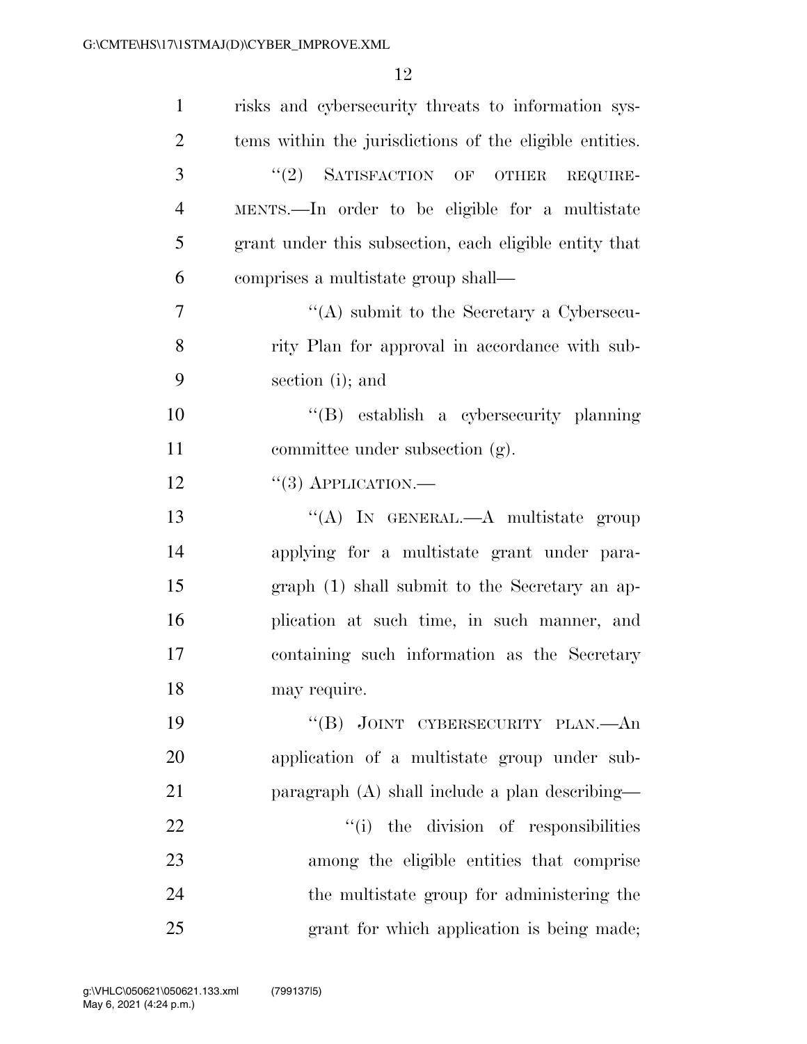risks and cybersecurity threats to information systems within the jurisdictions of the eligible entities.

''(2) SATISFACTION OF OTHER REQUIREMENTS.—In order to be eligible for a multistate grant under this subsection, each eligible entity that comprises a multistate group shall—

''(A) submit to the Secretary a Cybersecurity Plan for approval in accordance with subsection (i); and

''(B) establish a cybersecurity planning committee under subsection (g).

''(3) APPLICATION.—

''(A) IN GENERAL.—A multistate group applying for a multistate grant under paragraph (1) shall submit to the Secretary an application at such time, in such manner, and containing such information as the Secretary may require.

''(B) JOINT CYBERSECURITY PLAN.—An application of a multistate group under subparagraph (A) shall include a plan describing—

''(i) the division of responsibilities among the eligible entities that comprise the multistate group for administering the grant for which application is being made;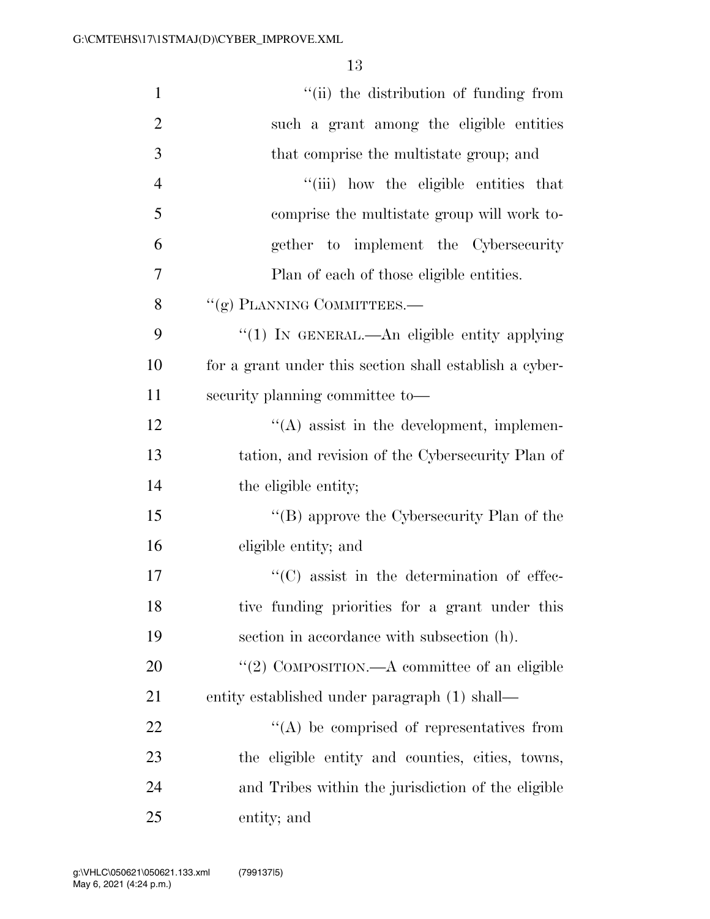''(ii) the distribution of funding from such a grant among the eligible entities that comprise the multistate group; and

''(iii) how the eligible entities that comprise the multistate group will work together to implement the Cybersecurity Plan of each of those eligible entities.

''(g) PLANNING COMMITTEES.—

''(1) IN GENERAL.—An eligible entity applying for a grant under this section shall establish a cybersecurity planning committee to—

''(A) assist in the development, implementation, and revision of the Cybersecurity Plan of the eligible entity;

''(B) approve the Cybersecurity Plan of the eligible entity; and

''(C) assist in the determination of effective funding priorities for a grant under this section in accordance with subsection (h).

''(2) COMPOSITION.—A committee of an eligible entity established under paragraph (1) shall—

''(A) be comprised of representatives from the eligible entity and counties, cities, towns, and Tribes within the jurisdiction of the eligible entity; and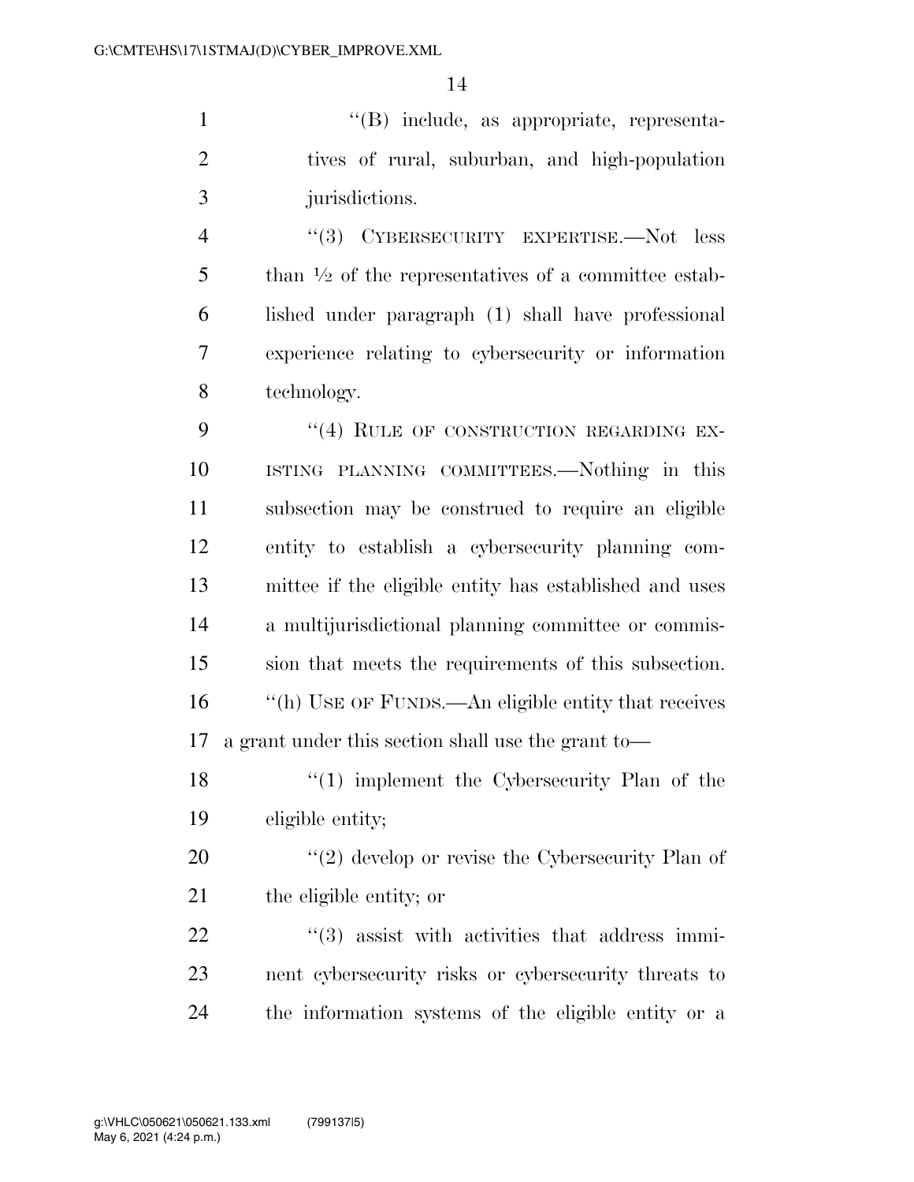''(B) include, as appropriate, representatives of rural, suburban, and high-population jurisdictions.

''(3) CYBERSECURITY EXPERTISE.—Not less than ½ of the representatives of a committee established under paragraph (1) shall have professional experience relating to cybersecurity or information technology.

''(4) RULE OF CONSTRUCTION REGARDING EXISTING PLANNING COMMITTEES.—Nothing in this subsection may be construed to require an eligible entity to establish a cybersecurity planning committee if the eligible entity has established and uses a multijurisdictional planning committee or commission that meets the requirements of this subsection.

''(h) USE OF FUNDS.—An eligible entity that receives a grant under this section shall use the grant to—

''(1) implement the Cybersecurity Plan of the eligible entity;

''(2) develop or revise the Cybersecurity Plan of the eligible entity; or

''(3) assist with activities that address imminent cybersecurity risks or cybersecurity threats to the information systems of the eligible entity or a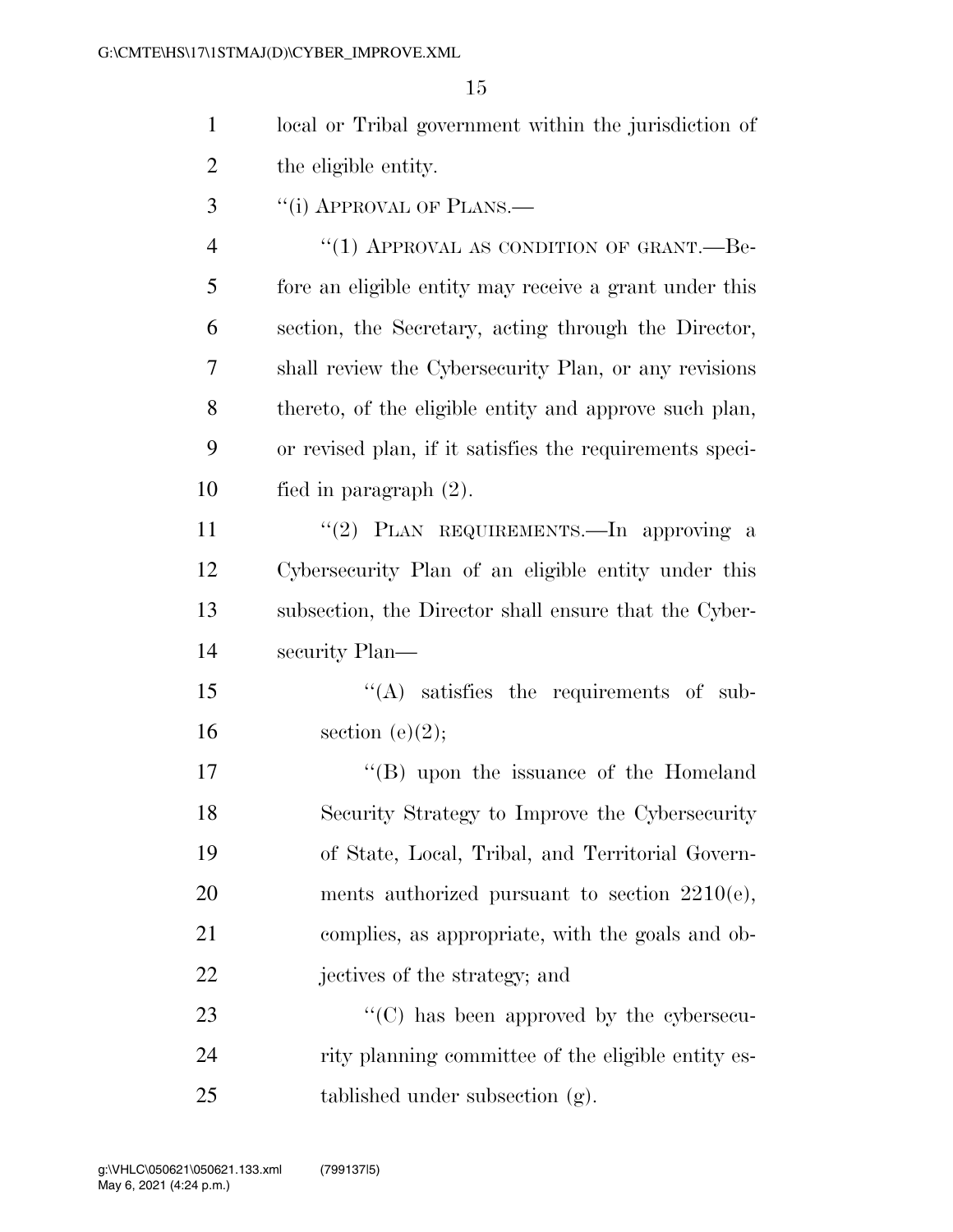local or Tribal government within the jurisdiction of the eligible entity.

"(i) APPROVAL OF PLANS.—

"(1) APPROVAL AS CONDITION OF GRANT.—Before an eligible entity may receive a grant under this section, the Secretary, acting through the Director, shall review the Cybersecurity Plan, or any revisions thereto, of the eligible entity and approve such plan, or revised plan, if it satisfies the requirements specified in paragraph (2).

"(2) PLAN REQUIREMENTS.—In approving a Cybersecurity Plan of an eligible entity under this subsection, the Director shall ensure that the Cybersecurity Plan—

"(A) satisfies the requirements of subsection (e)(2);

"(B) upon the issuance of the Homeland Security Strategy to Improve the Cybersecurity of State, Local, Tribal, and Territorial Governments authorized pursuant to section 2210(e), complies, as appropriate, with the goals and objectives of the strategy; and

"(C) has been approved by the cybersecurity planning committee of the eligible entity established under subsection (g).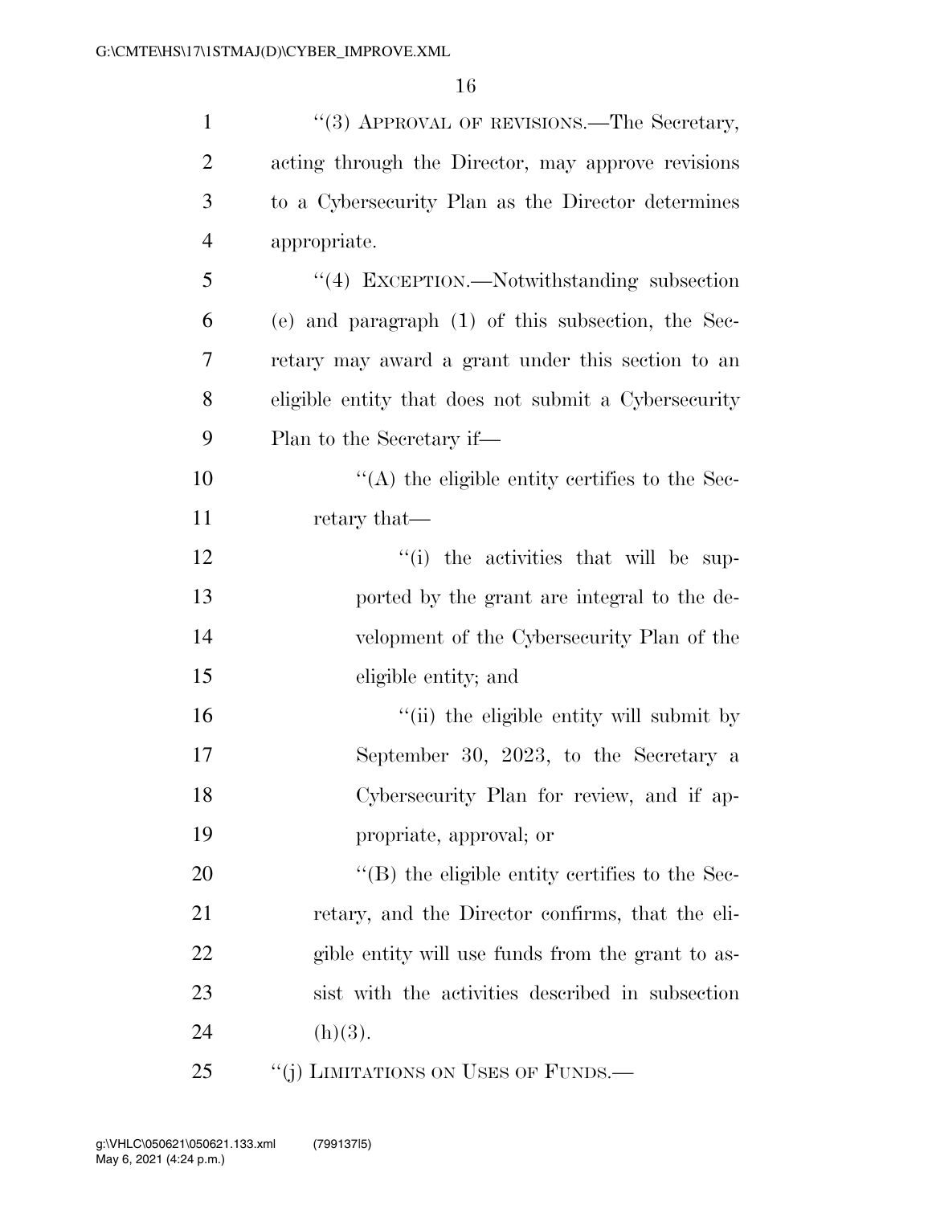"(3) APPROVAL OF REVISIONS.—The Secretary, acting through the Director, may approve revisions to a Cybersecurity Plan as the Director determines appropriate.

"(4) EXCEPTION.—Notwithstanding subsection (e) and paragraph (1) of this subsection, the Secretary may award a grant under this section to an eligible entity that does not submit a Cybersecurity Plan to the Secretary if—

"(A) the eligible entity certifies to the Secretary that—

"(i) the activities that will be supported by the grant are integral to the development of the Cybersecurity Plan of the eligible entity; and

"(ii) the eligible entity will submit by September 30, 2023, to the Secretary a Cybersecurity Plan for review, and if appropriate, approval; or

"(B) the eligible entity certifies to the Secretary, and the Director confirms, that the eligible entity will use funds from the grant to assist with the activities described in subsection (h)(3).

"(j) LIMITATIONS ON USES OF FUNDS.—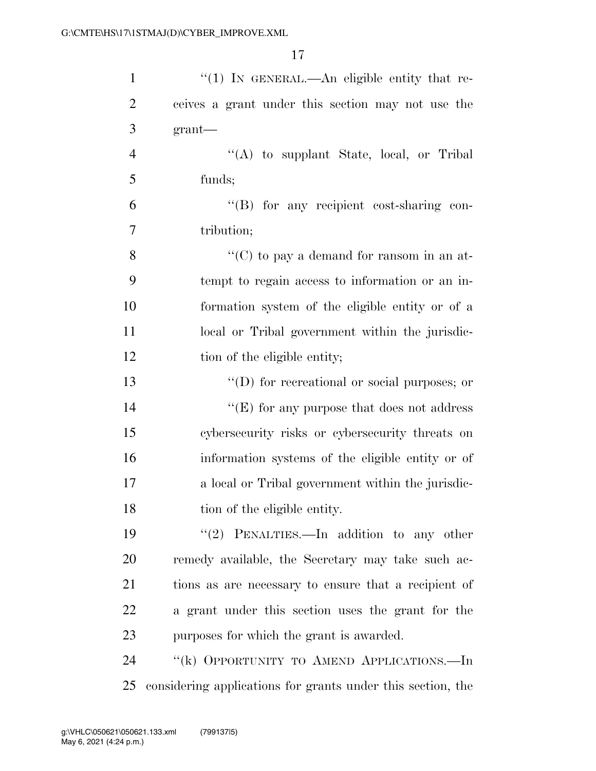"(1) IN GENERAL.—An eligible entity that receives a grant under this section may not use the grant—

"(A) to supplant State, local, or Tribal funds;

"(B) for any recipient cost-sharing contribution;

"(C) to pay a demand for ransom in an attempt to regain access to information or an information system of the eligible entity or of a local or Tribal government within the jurisdiction of the eligible entity;

"(D) for recreational or social purposes; or

"(E) for any purpose that does not address cybersecurity risks or cybersecurity threats on information systems of the eligible entity or of a local or Tribal government within the jurisdiction of the eligible entity.

"(2) PENALTIES.—In addition to any other remedy available, the Secretary may take such actions as are necessary to ensure that a recipient of a grant under this section uses the grant for the purposes for which the grant is awarded.

"(k) OPPORTUNITY TO AMEND APPLICATIONS.—In considering applications for grants under this section, the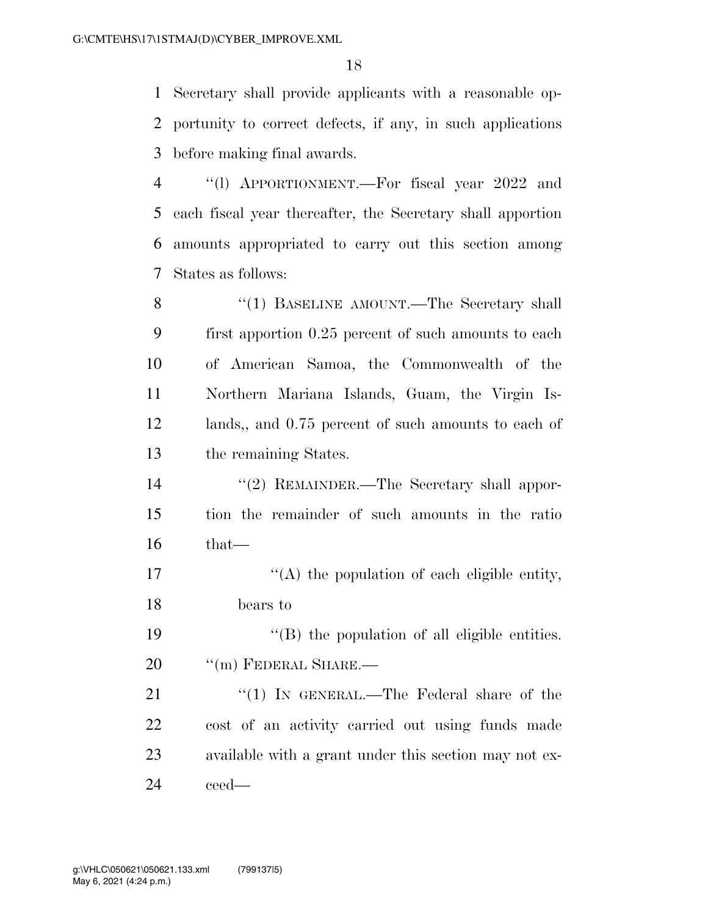Secretary shall provide applicants with a reasonable opportunity to correct defects, if any, in such applications before making final awards.

"(l) APPORTIONMENT.—For fiscal year 2022 and each fiscal year thereafter, the Secretary shall apportion amounts appropriated to carry out this section among States as follows:

"(1) BASELINE AMOUNT.—The Secretary shall first apportion 0.25 percent of such amounts to each of American Samoa, the Commonwealth of the Northern Mariana Islands, Guam, the Virgin Islands,, and 0.75 percent of such amounts to each of the remaining States.

"(2) REMAINDER.—The Secretary shall apportion the remainder of such amounts in the ratio that—

"(A) the population of each eligible entity, bears to

"(B) the population of all eligible entities.

"(m) FEDERAL SHARE.—

"(1) IN GENERAL.—The Federal share of the cost of an activity carried out using funds made available with a grant under this section may not exceed—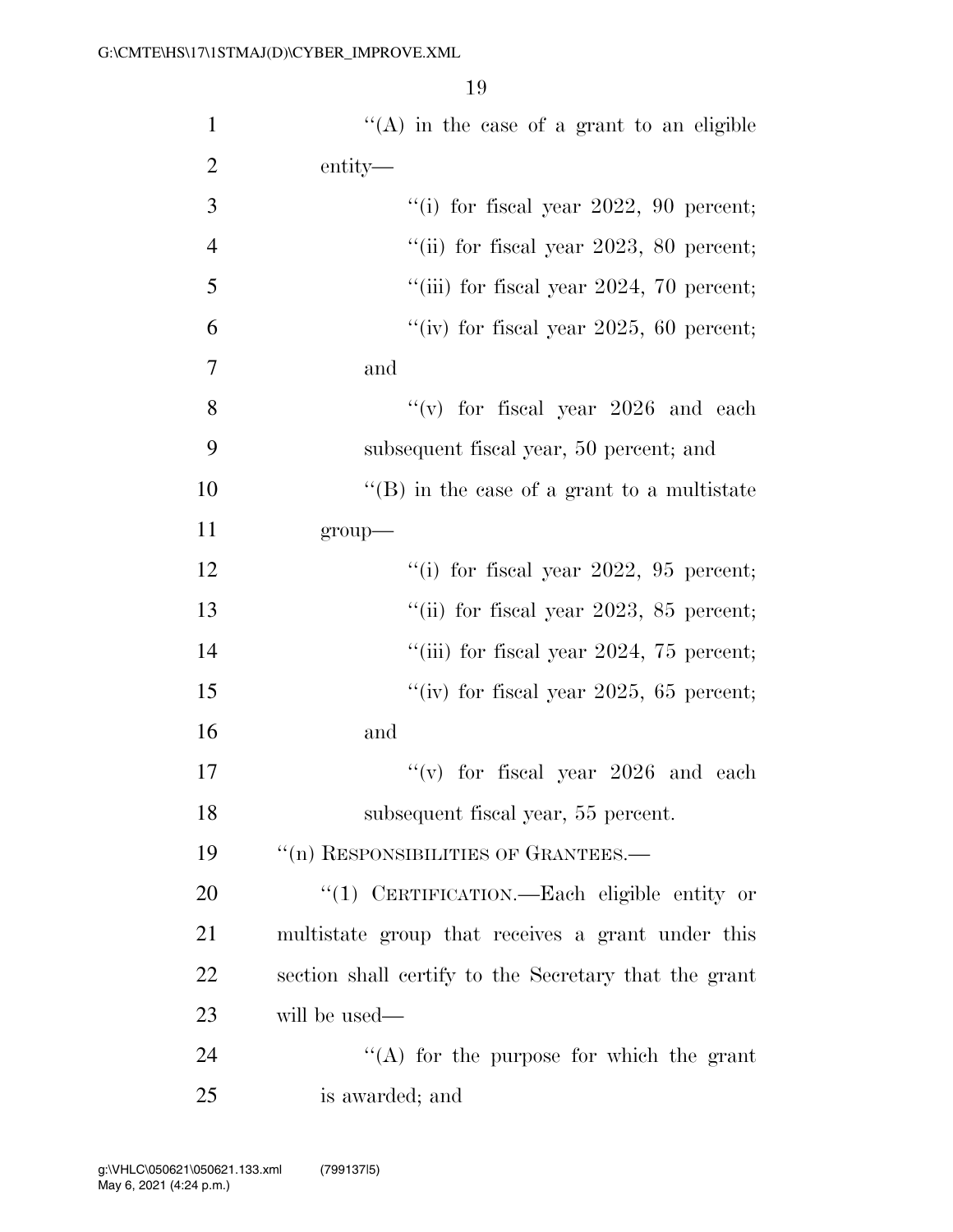''(A) in the case of a grant to an eligible entity—

''(i) for fiscal year 2022, 90 percent;

''(ii) for fiscal year 2023, 80 percent;

''(iii) for fiscal year 2024, 70 percent;

''(iv) for fiscal year 2025, 60 percent; and

''(v) for fiscal year 2026 and each subsequent fiscal year, 50 percent; and

''(B) in the case of a grant to a multistate group—

''(i) for fiscal year 2022, 95 percent;

''(ii) for fiscal year 2023, 85 percent;

''(iii) for fiscal year 2024, 75 percent;

''(iv) for fiscal year 2025, 65 percent; and

''(v) for fiscal year 2026 and each subsequent fiscal year, 55 percent.

''(n) RESPONSIBILITIES OF GRANTEES.—

''(1) CERTIFICATION.—Each eligible entity or multistate group that receives a grant under this section shall certify to the Secretary that the grant will be used—

''(A) for the purpose for which the grant is awarded; and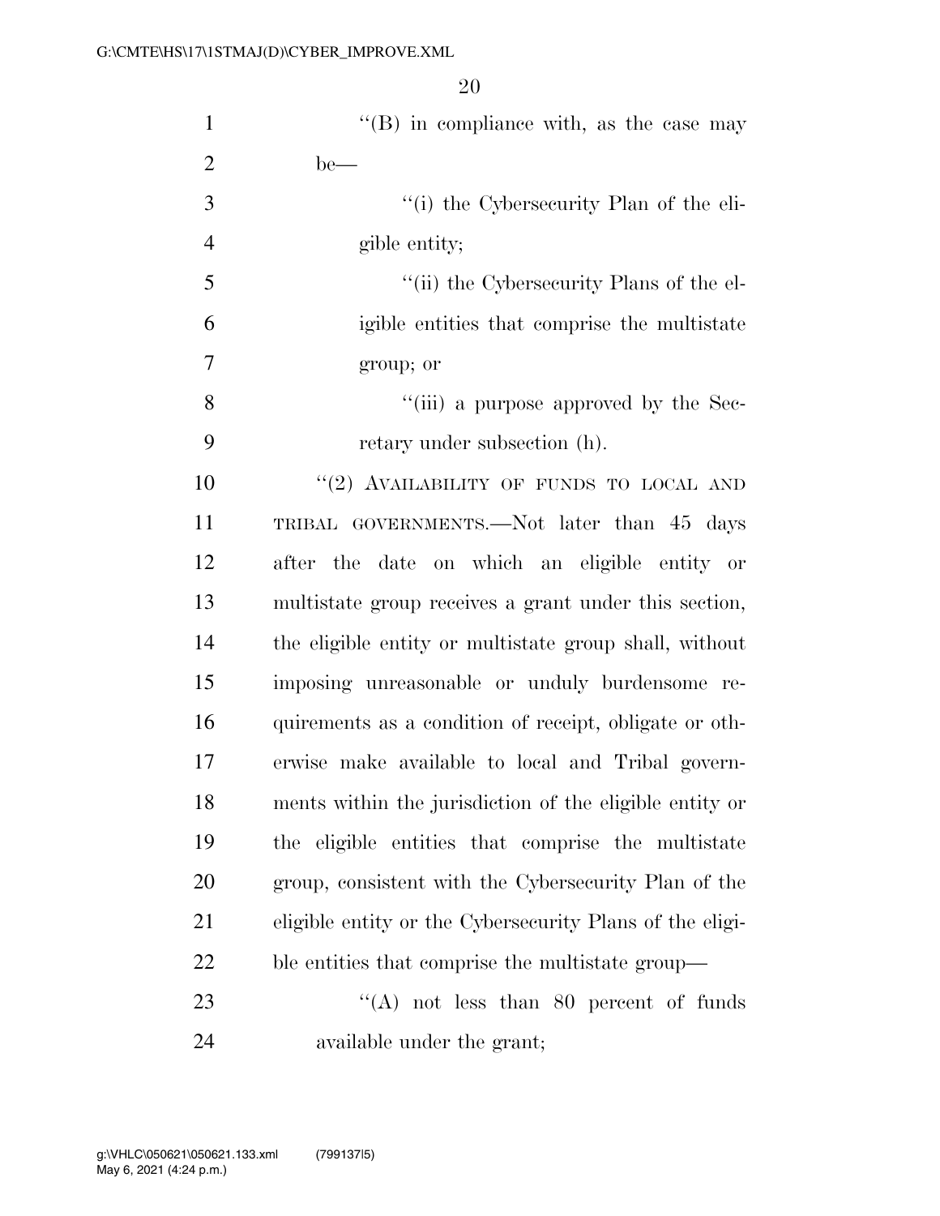''(B) in compliance with, as the case may be—

''(i) the Cybersecurity Plan of the eligible entity;

''(ii) the Cybersecurity Plans of the eligible entities that comprise the multistate group; or

''(iii) a purpose approved by the Secretary under subsection (h).

''(2) AVAILABILITY OF FUNDS TO LOCAL AND TRIBAL GOVERNMENTS.—Not later than 45 days after the date on which an eligible entity or multistate group receives a grant under this section, the eligible entity or multistate group shall, without imposing unreasonable or unduly burdensome requirements as a condition of receipt, obligate or otherwise make available to local and Tribal governments within the jurisdiction of the eligible entity or the eligible entities that comprise the multistate group, consistent with the Cybersecurity Plan of the eligible entity or the Cybersecurity Plans of the eligible entities that comprise the multistate group—

''(A) not less than 80 percent of funds available under the grant;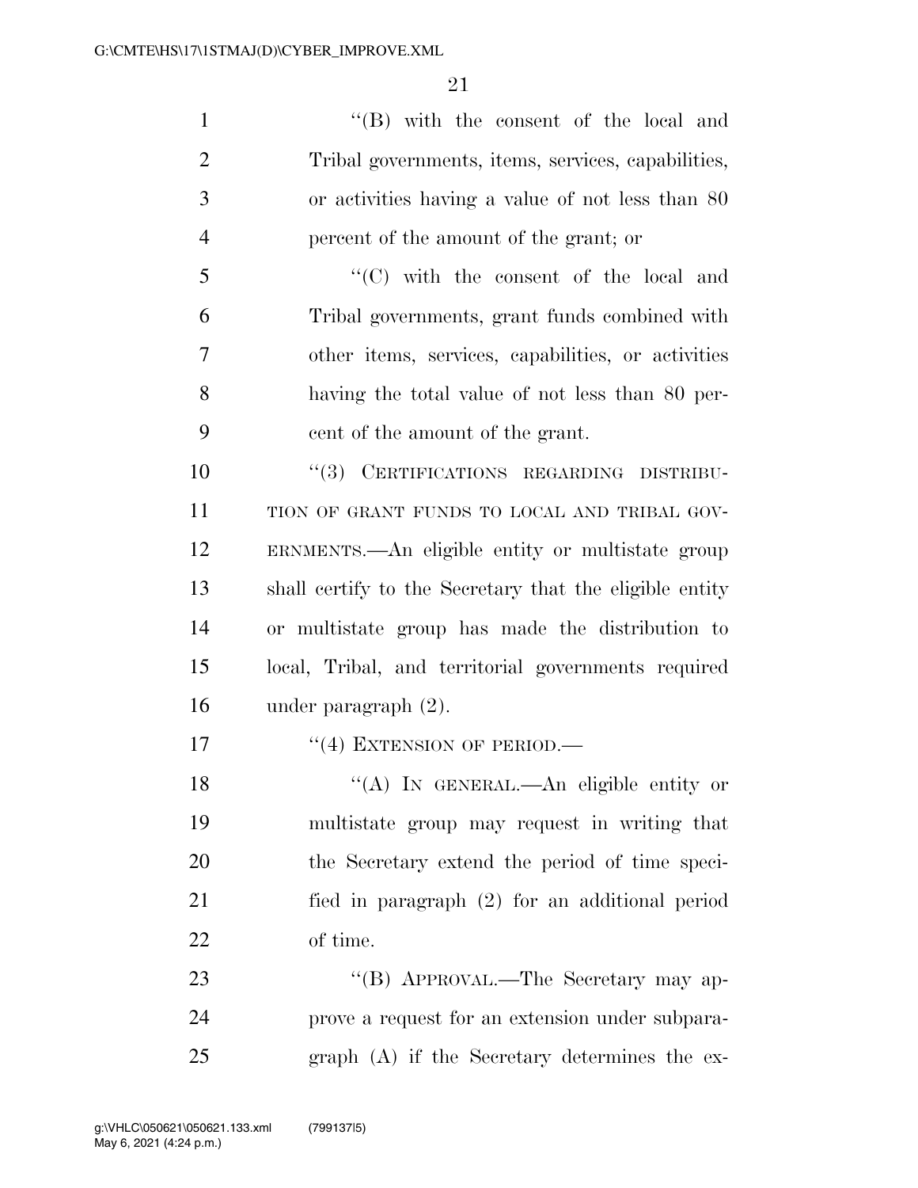''(B) with the consent of the local and Tribal governments, items, services, capabilities, or activities having a value of not less than 80 percent of the amount of the grant; or

''(C) with the consent of the local and Tribal governments, grant funds combined with other items, services, capabilities, or activities having the total value of not less than 80 percent of the amount of the grant.

''(3) CERTIFICATIONS REGARDING DISTRIBUTION OF GRANT FUNDS TO LOCAL AND TRIBAL GOVERNMENTS.—An eligible entity or multistate group shall certify to the Secretary that the eligible entity or multistate group has made the distribution to local, Tribal, and territorial governments required under paragraph (2).

''(4) EXTENSION OF PERIOD.—

''(A) IN GENERAL.—An eligible entity or multistate group may request in writing that the Secretary extend the period of time specified in paragraph (2) for an additional period of time.

''(B) APPROVAL.—The Secretary may approve a request for an extension under subparagraph (A) if the Secretary determines the ex-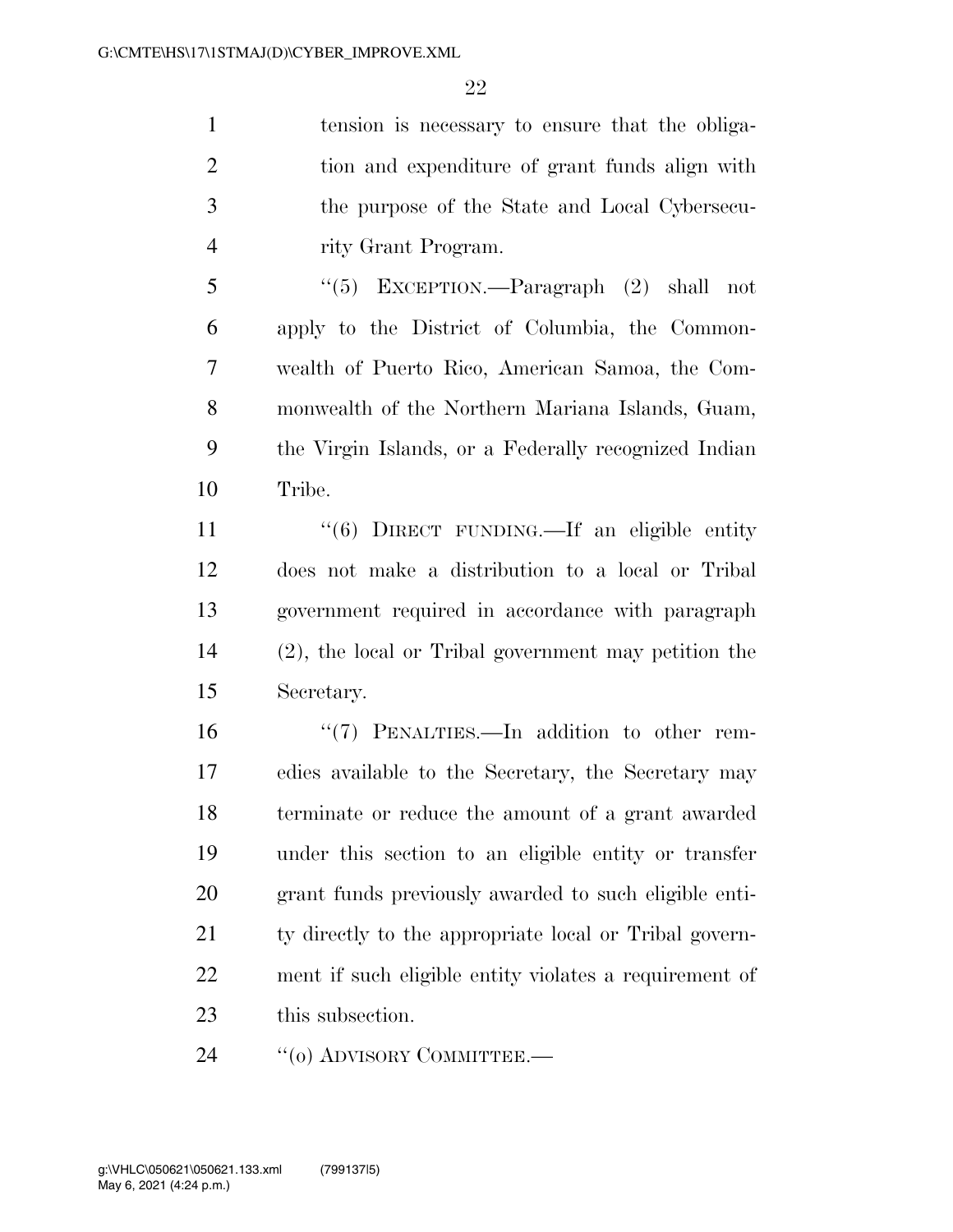tension is necessary to ensure that the obligation and expenditure of grant funds align with the purpose of the State and Local Cybersecurity Grant Program.

"(5) EXCEPTION.—Paragraph (2) shall not apply to the District of Columbia, the Commonwealth of Puerto Rico, American Samoa, the Commonwealth of the Northern Mariana Islands, Guam, the Virgin Islands, or a Federally recognized Indian Tribe.

"(6) DIRECT FUNDING.—If an eligible entity does not make a distribution to a local or Tribal government required in accordance with paragraph (2), the local or Tribal government may petition the Secretary.

"(7) PENALTIES.—In addition to other remedies available to the Secretary, the Secretary may terminate or reduce the amount of a grant awarded under this section to an eligible entity or transfer grant funds previously awarded to such eligible entity directly to the appropriate local or Tribal government if such eligible entity violates a requirement of this subsection.

"(o) ADVISORY COMMITTEE.—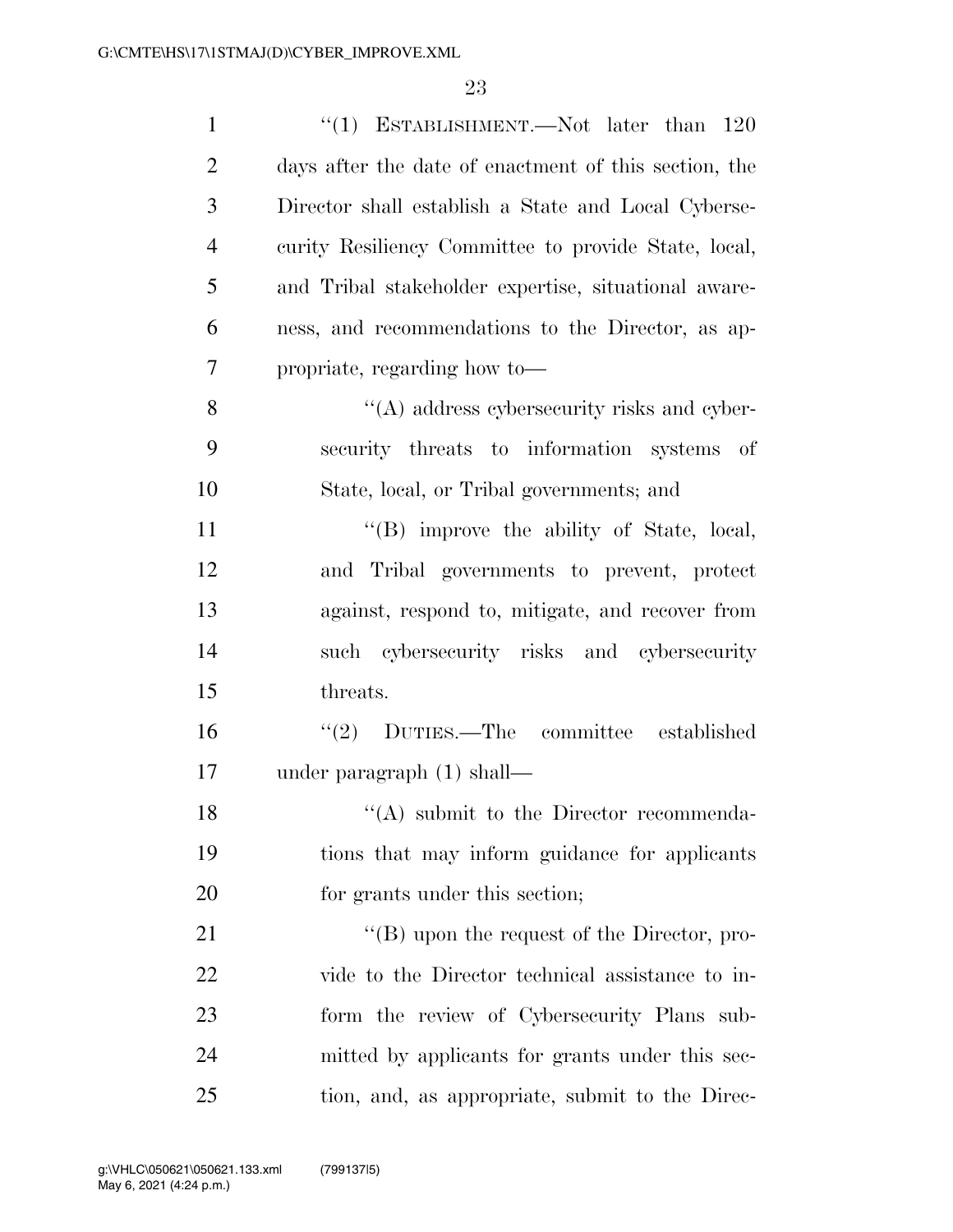"(1) ESTABLISHMENT.—Not later than 120 days after the date of enactment of this section, the Director shall establish a State and Local Cybersecurity Resiliency Committee to provide State, local, and Tribal stakeholder expertise, situational awareness, and recommendations to the Director, as appropriate, regarding how to—

"(A) address cybersecurity risks and cybersecurity threats to information systems of State, local, or Tribal governments; and

"(B) improve the ability of State, local, and Tribal governments to prevent, protect against, respond to, mitigate, and recover from such cybersecurity risks and cybersecurity threats.

"(2) DUTIES.—The committee established under paragraph (1) shall—

"(A) submit to the Director recommendations that may inform guidance for applicants for grants under this section;

"(B) upon the request of the Director, provide to the Director technical assistance to inform the review of Cybersecurity Plans submitted by applicants for grants under this section, and, as appropriate, submit to the Direc-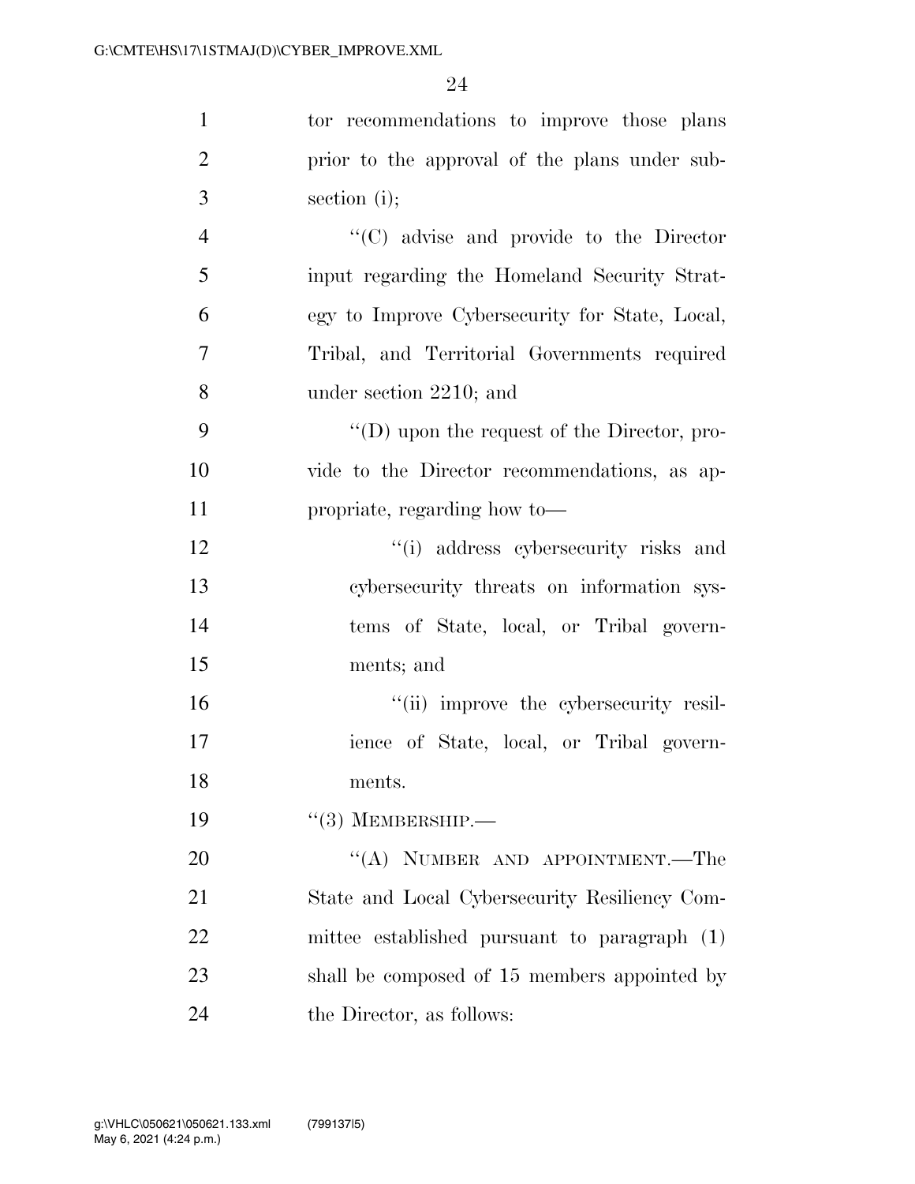tor recommendations to improve those plans prior to the approval of the plans under subsection (i);

"(C) advise and provide to the Director input regarding the Homeland Security Strategy to Improve Cybersecurity for State, Local, Tribal, and Territorial Governments required under section 2210; and

"(D) upon the request of the Director, provide to the Director recommendations, as appropriate, regarding how to—

"(i) address cybersecurity risks and cybersecurity threats on information systems of State, local, or Tribal governments; and

"(ii) improve the cybersecurity resilience of State, local, or Tribal governments.

"(3) MEMBERSHIP.—

"(A) NUMBER AND APPOINTMENT.—The State and Local Cybersecurity Resiliency Committee established pursuant to paragraph (1) shall be composed of 15 members appointed by the Director, as follows: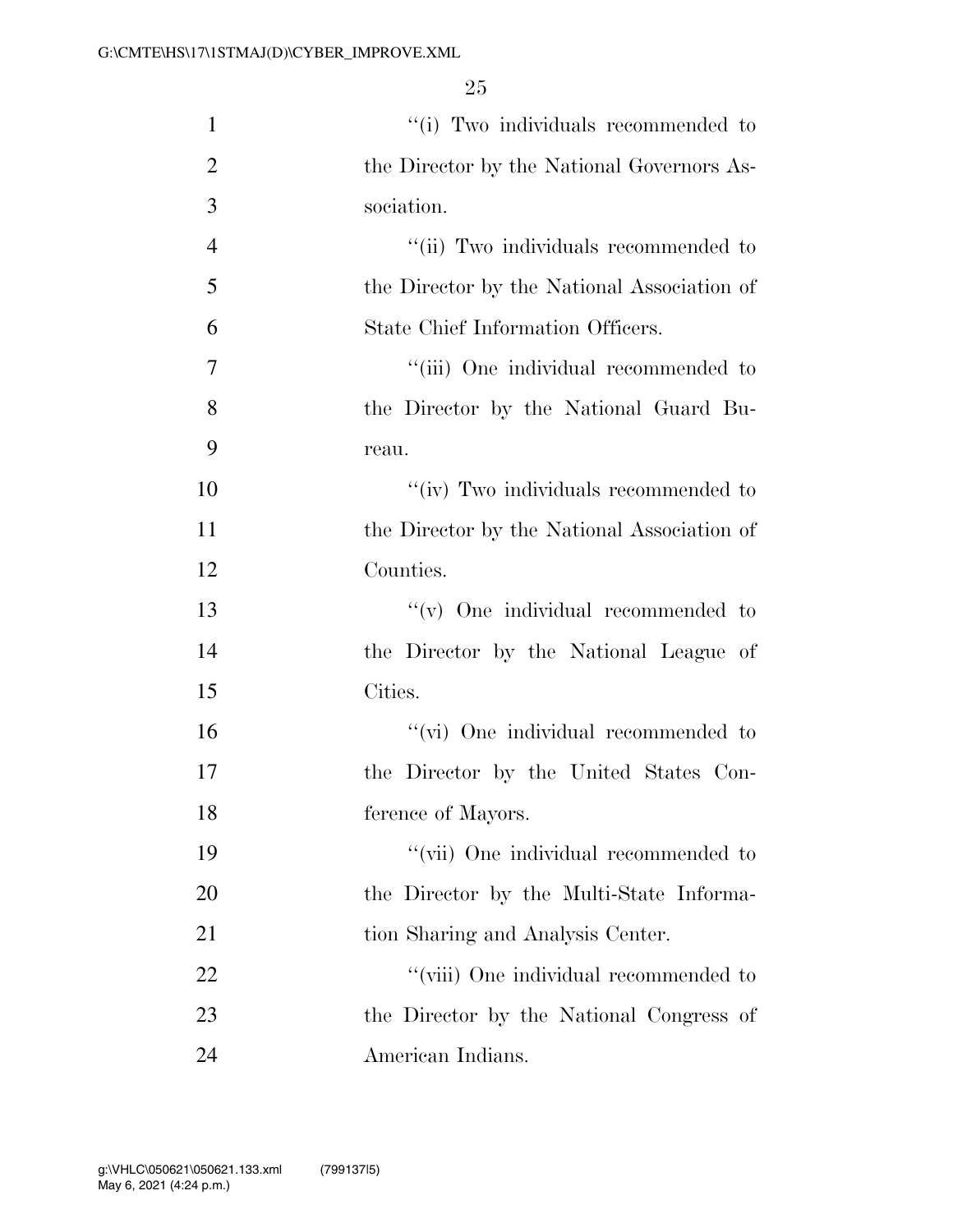''(i) Two individuals recommended to the Director by the National Governors Association.

''(ii) Two individuals recommended to the Director by the National Association of State Chief Information Officers.

''(iii) One individual recommended to the Director by the National Guard Bureau.

''(iv) Two individuals recommended to the Director by the National Association of Counties.

''(v) One individual recommended to the Director by the National League of Cities.

''(vi) One individual recommended to the Director by the United States Conference of Mayors.

''(vii) One individual recommended to the Director by the Multi-State Information Sharing and Analysis Center.

''(viii) One individual recommended to the Director by the National Congress of American Indians.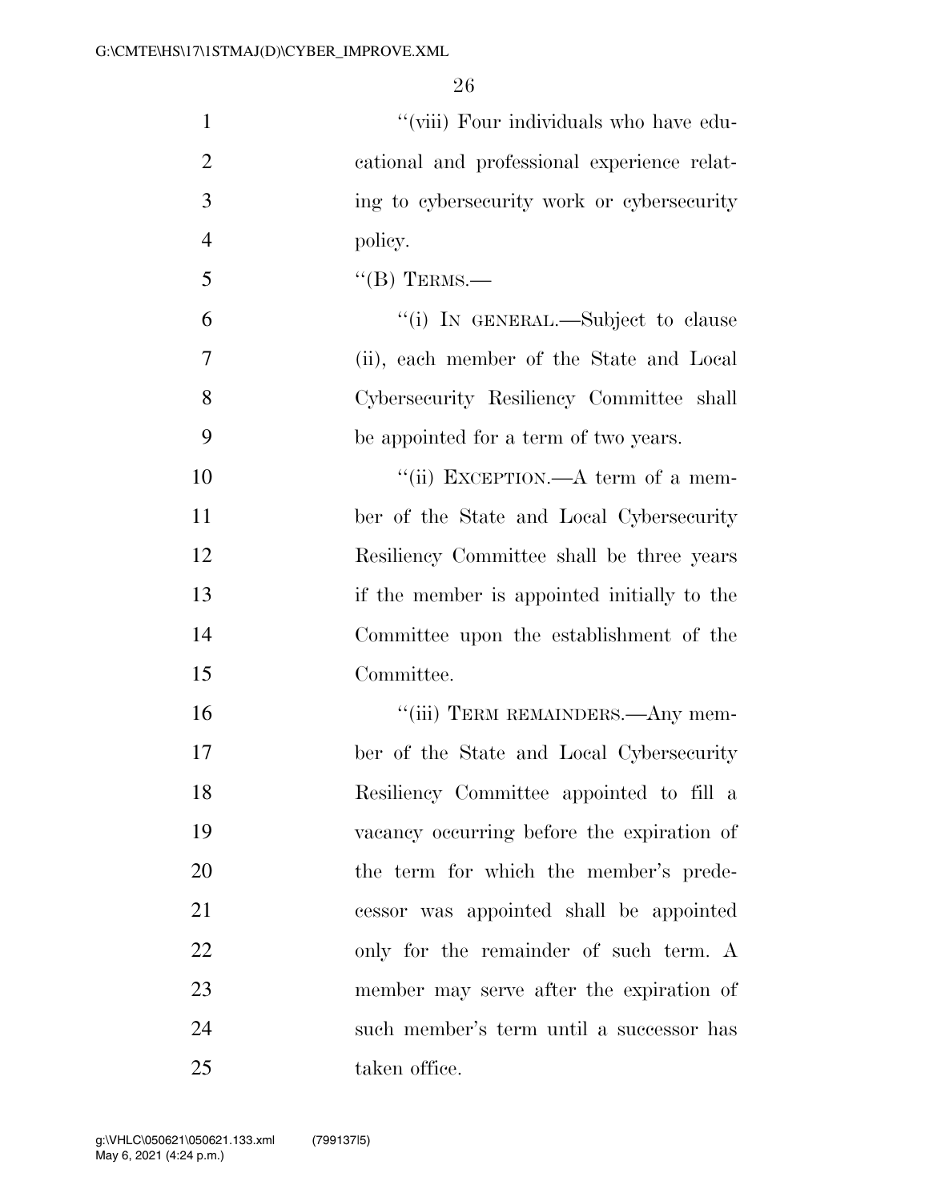"(viii) Four individuals who have educational and professional experience relating to cybersecurity work or cybersecurity policy.

"(B) TERMS.—

"(i) IN GENERAL.—Subject to clause (ii), each member of the State and Local Cybersecurity Resiliency Committee shall be appointed for a term of two years.

"(ii) EXCEPTION.—A term of a member of the State and Local Cybersecurity Resiliency Committee shall be three years if the member is appointed initially to the Committee upon the establishment of the Committee.

"(iii) TERM REMAINDERS.—Any member of the State and Local Cybersecurity Resiliency Committee appointed to fill a vacancy occurring before the expiration of the term for which the member's predecessor was appointed shall be appointed only for the remainder of such term. A member may serve after the expiration of such member's term until a successor has taken office.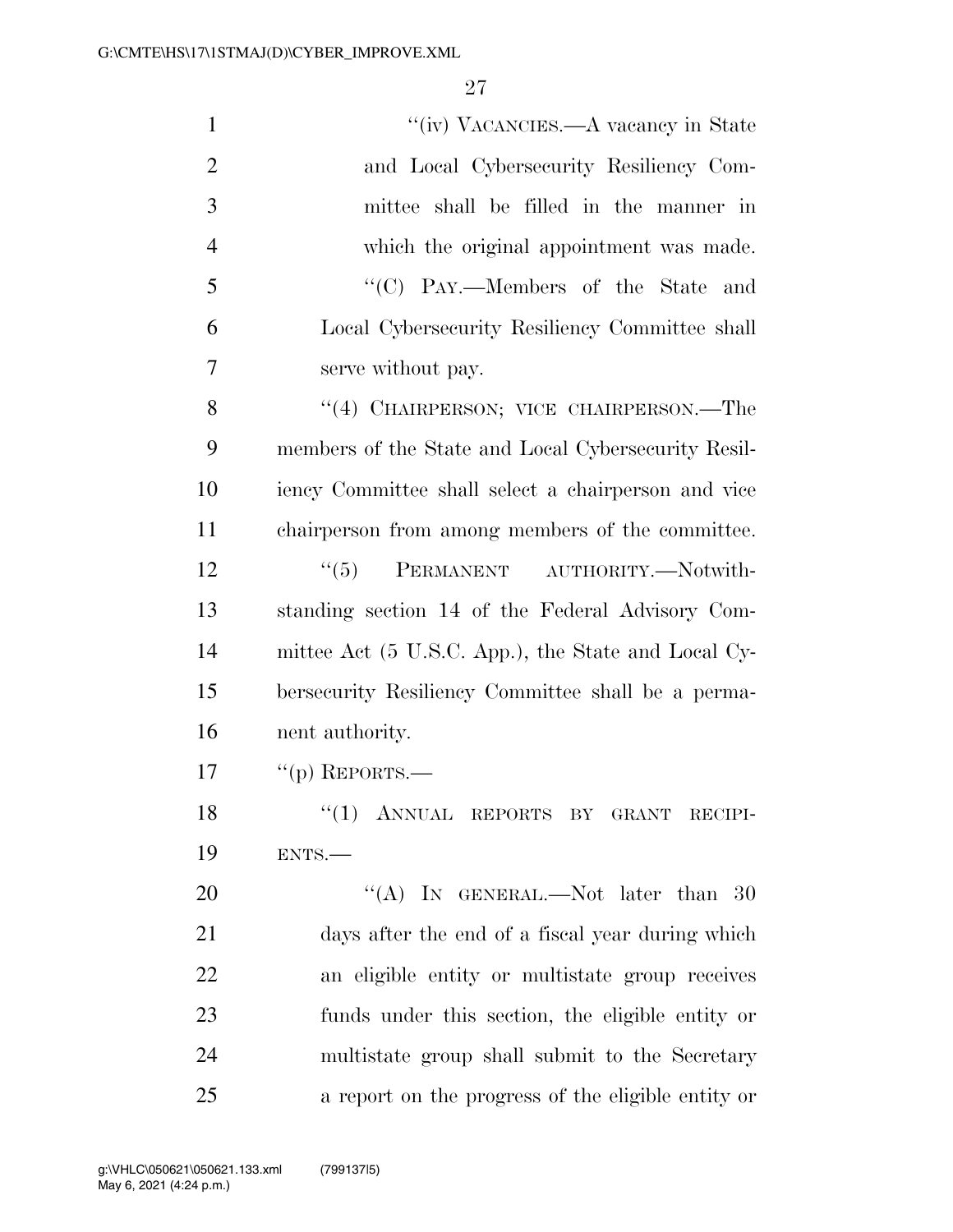"(iv) VACANCIES.—A vacancy in State and Local Cybersecurity Resiliency Committee shall be filled in the manner in which the original appointment was made.

"(C) PAY.—Members of the State and Local Cybersecurity Resiliency Committee shall serve without pay.

"(4) CHAIRPERSON; VICE CHAIRPERSON.—The members of the State and Local Cybersecurity Resiliency Committee shall select a chairperson and vice chairperson from among members of the committee.

"(5) PERMANENT AUTHORITY.—Notwithstanding section 14 of the Federal Advisory Committee Act (5 U.S.C. App.), the State and Local Cybersecurity Resiliency Committee shall be a permanent authority.

"(p) REPORTS.—

"(1) ANNUAL REPORTS BY GRANT RECIPIENTS.—

"(A) IN GENERAL.—Not later than 30 days after the end of a fiscal year during which an eligible entity or multistate group receives funds under this section, the eligible entity or multistate group shall submit to the Secretary a report on the progress of the eligible entity or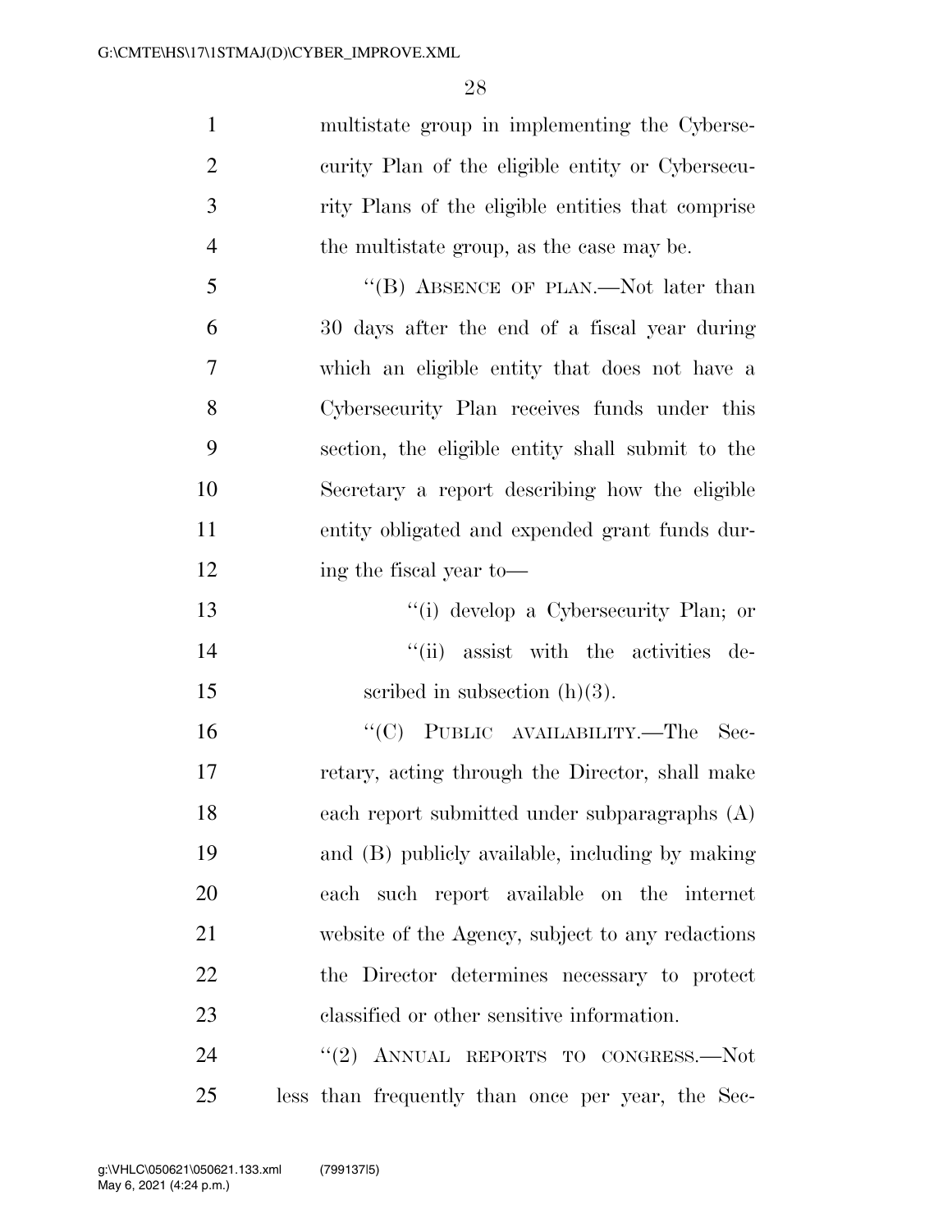multistate group in implementing the Cybersecurity Plan of the eligible entity or Cybersecurity Plans of the eligible entities that comprise the multistate group, as the case may be.

"(B) ABSENCE OF PLAN.—Not later than 30 days after the end of a fiscal year during which an eligible entity that does not have a Cybersecurity Plan receives funds under this section, the eligible entity shall submit to the Secretary a report describing how the eligible entity obligated and expended grant funds during the fiscal year to—

"(i) develop a Cybersecurity Plan; or

"(ii) assist with the activities described in subsection (h)(3).

"(C) PUBLIC AVAILABILITY.—The Secretary, acting through the Director, shall make each report submitted under subparagraphs (A) and (B) publicly available, including by making each such report available on the internet website of the Agency, subject to any redactions the Director determines necessary to protect classified or other sensitive information.

"(2) ANNUAL REPORTS TO CONGRESS.—Not less than frequently than once per year, the Sec-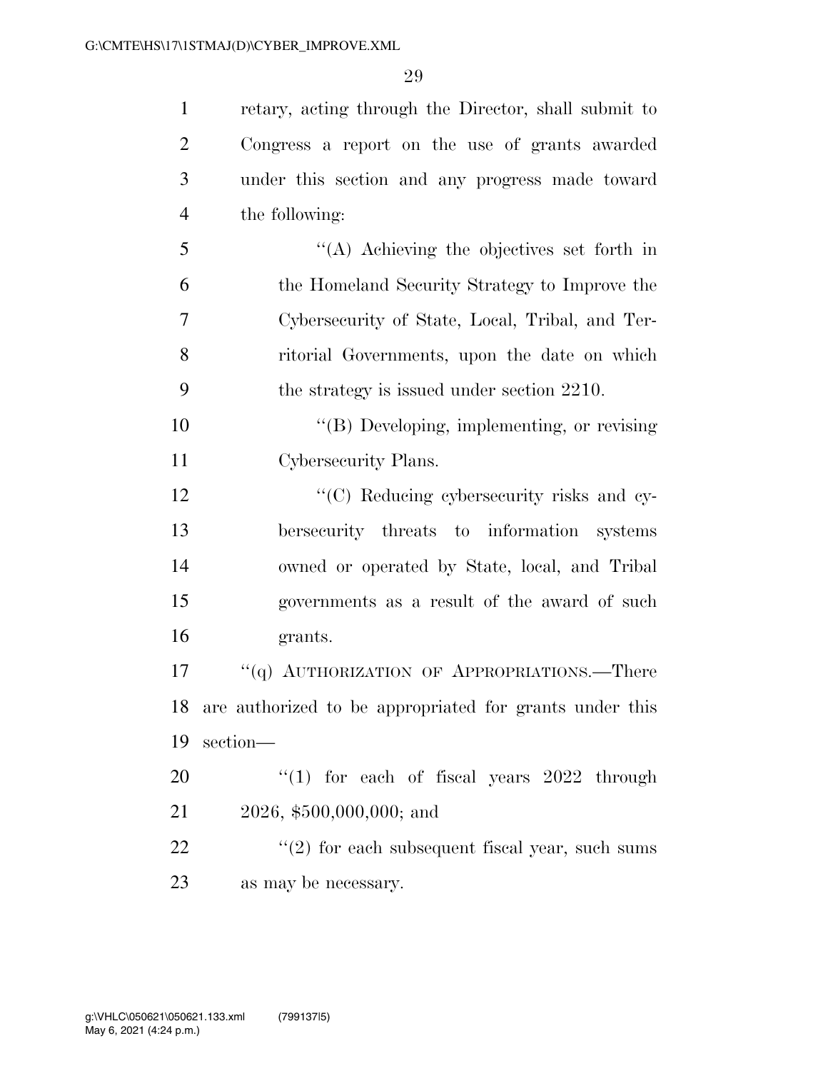retary, acting through the Director, shall submit to Congress a report on the use of grants awarded under this section and any progress made toward the following:

"(A) Achieving the objectives set forth in the Homeland Security Strategy to Improve the Cybersecurity of State, Local, Tribal, and Territorial Governments, upon the date on which the strategy is issued under section 2210.

"(B) Developing, implementing, or revising Cybersecurity Plans.

"(C) Reducing cybersecurity risks and cybersecurity threats to information systems owned or operated by State, local, and Tribal governments as a result of the award of such grants.

"(q) AUTHORIZATION OF APPROPRIATIONS.—There are authorized to be appropriated for grants under this section—

"(1) for each of fiscal years 2022 through 2026, $500,000,000; and

"(2) for each subsequent fiscal year, such sums as may be necessary.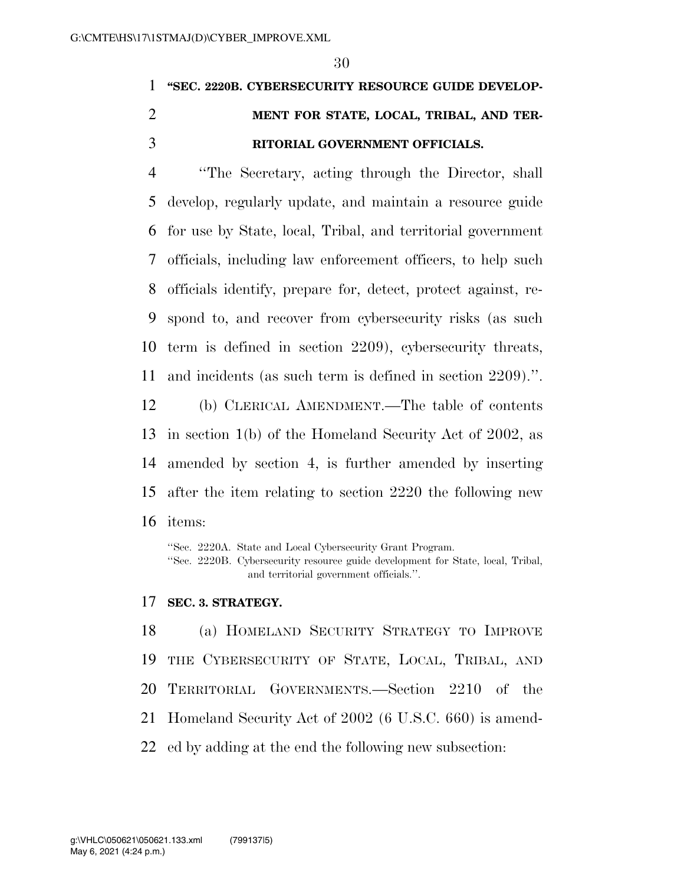**"SEC. 2220B. CYBERSECURITY RESOURCE GUIDE DEVELOPMENT FOR STATE, LOCAL, TRIBAL, AND TERRITORIAL GOVERNMENT OFFICIALS.**

"The Secretary, acting through the Director, shall develop, regularly update, and maintain a resource guide for use by State, local, Tribal, and territorial government officials, including law enforcement officers, to help such officials identify, prepare for, detect, protect against, respond to, and recover from cybersecurity risks (as such term is defined in section 2209), cybersecurity threats, and incidents (as such term is defined in section 2209).".

(b) CLERICAL AMENDMENT.—The table of contents in section 1(b) of the Homeland Security Act of 2002, as amended by section 4, is further amended by inserting after the item relating to section 2220 the following new items:

"Sec. 2220A. State and Local Cybersecurity Grant Program.
"Sec. 2220B. Cybersecurity resource guide development for State, local, Tribal, and territorial government officials.".

**SEC. 3. STRATEGY.**

(a) HOMELAND SECURITY STRATEGY TO IMPROVE THE CYBERSECURITY OF STATE, LOCAL, TRIBAL, AND TERRITORIAL GOVERNMENTS.—Section 2210 of the Homeland Security Act of 2002 (6 U.S.C. 660) is amended by adding at the end the following new subsection: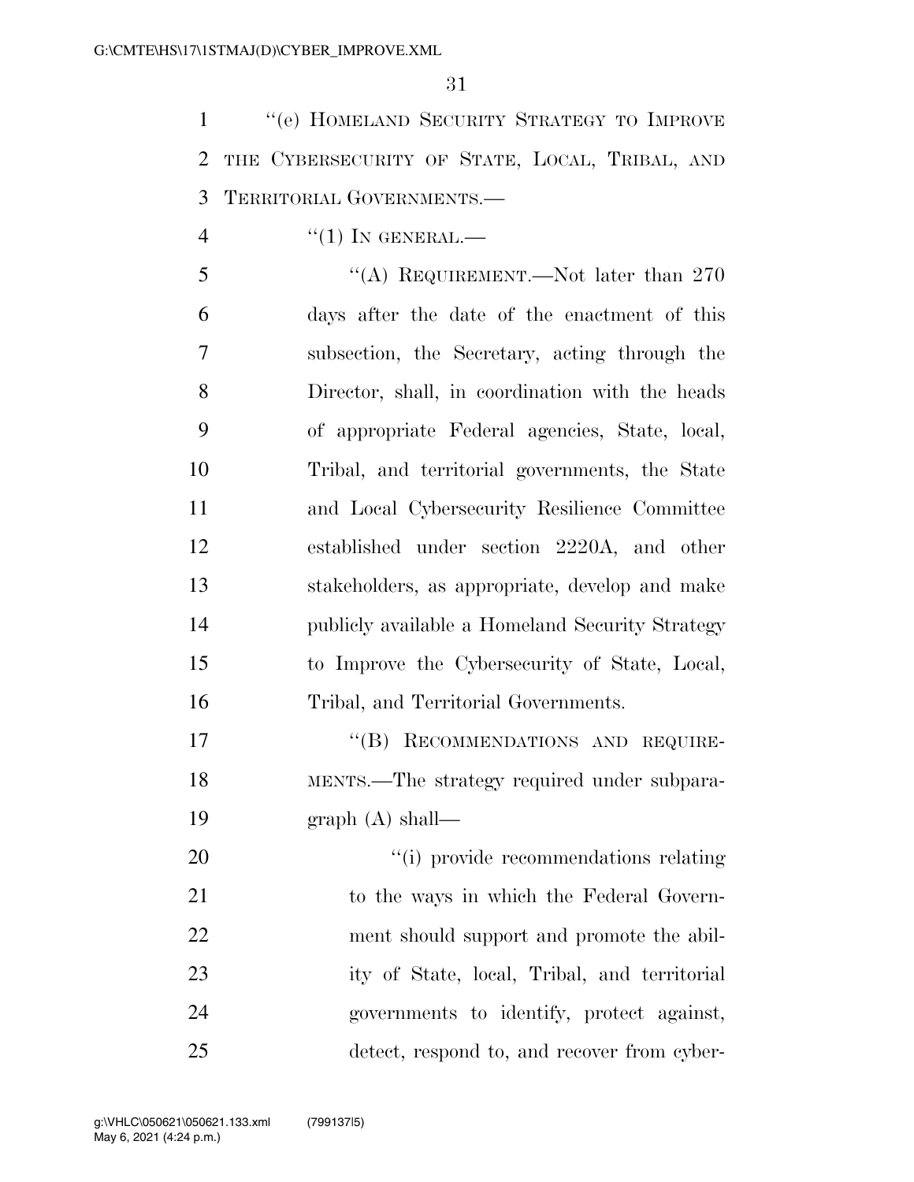"(e) HOMELAND SECURITY STRATEGY TO IMPROVE THE CYBERSECURITY OF STATE, LOCAL, TRIBAL, AND TERRITORIAL GOVERNMENTS.—

"(1) IN GENERAL.—

"(A) REQUIREMENT.—Not later than 270 days after the date of the enactment of this subsection, the Secretary, acting through the Director, shall, in coordination with the heads of appropriate Federal agencies, State, local, Tribal, and territorial governments, the State and Local Cybersecurity Resilience Committee established under section 2220A, and other stakeholders, as appropriate, develop and make publicly available a Homeland Security Strategy to Improve the Cybersecurity of State, Local, Tribal, and Territorial Governments.

"(B) RECOMMENDATIONS AND REQUIREMENTS.—The strategy required under subparagraph (A) shall—

"(i) provide recommendations relating to the ways in which the Federal Government should support and promote the ability of State, local, Tribal, and territorial governments to identify, protect against, detect, respond to, and recover from cyber-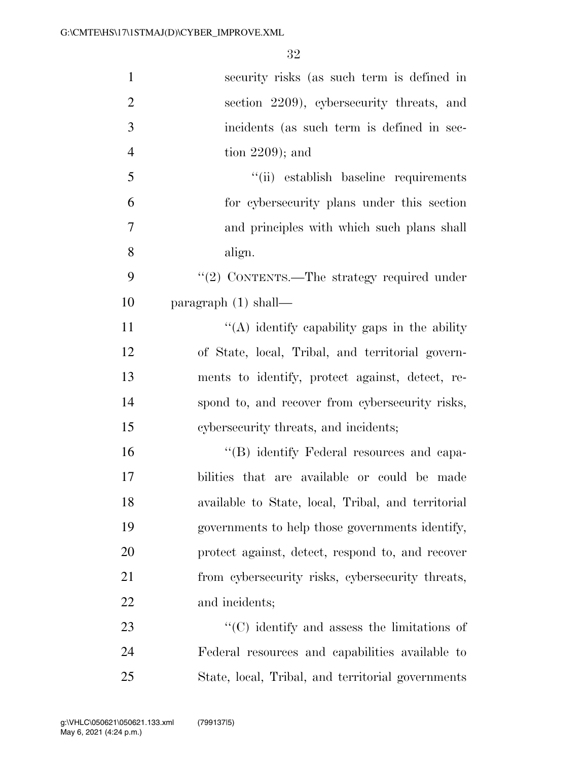security risks (as such term is defined in section 2209), cybersecurity threats, and incidents (as such term is defined in section 2209); and

"(ii) establish baseline requirements for cybersecurity plans under this section and principles with which such plans shall align.

"(2) CONTENTS.—The strategy required under paragraph (1) shall—

"(A) identify capability gaps in the ability of State, local, Tribal, and territorial governments to identify, protect against, detect, respond to, and recover from cybersecurity risks, cybersecurity threats, and incidents;

"(B) identify Federal resources and capabilities that are available or could be made available to State, local, Tribal, and territorial governments to help those governments identify, protect against, detect, respond to, and recover from cybersecurity risks, cybersecurity threats, and incidents;

"(C) identify and assess the limitations of Federal resources and capabilities available to State, local, Tribal, and territorial governments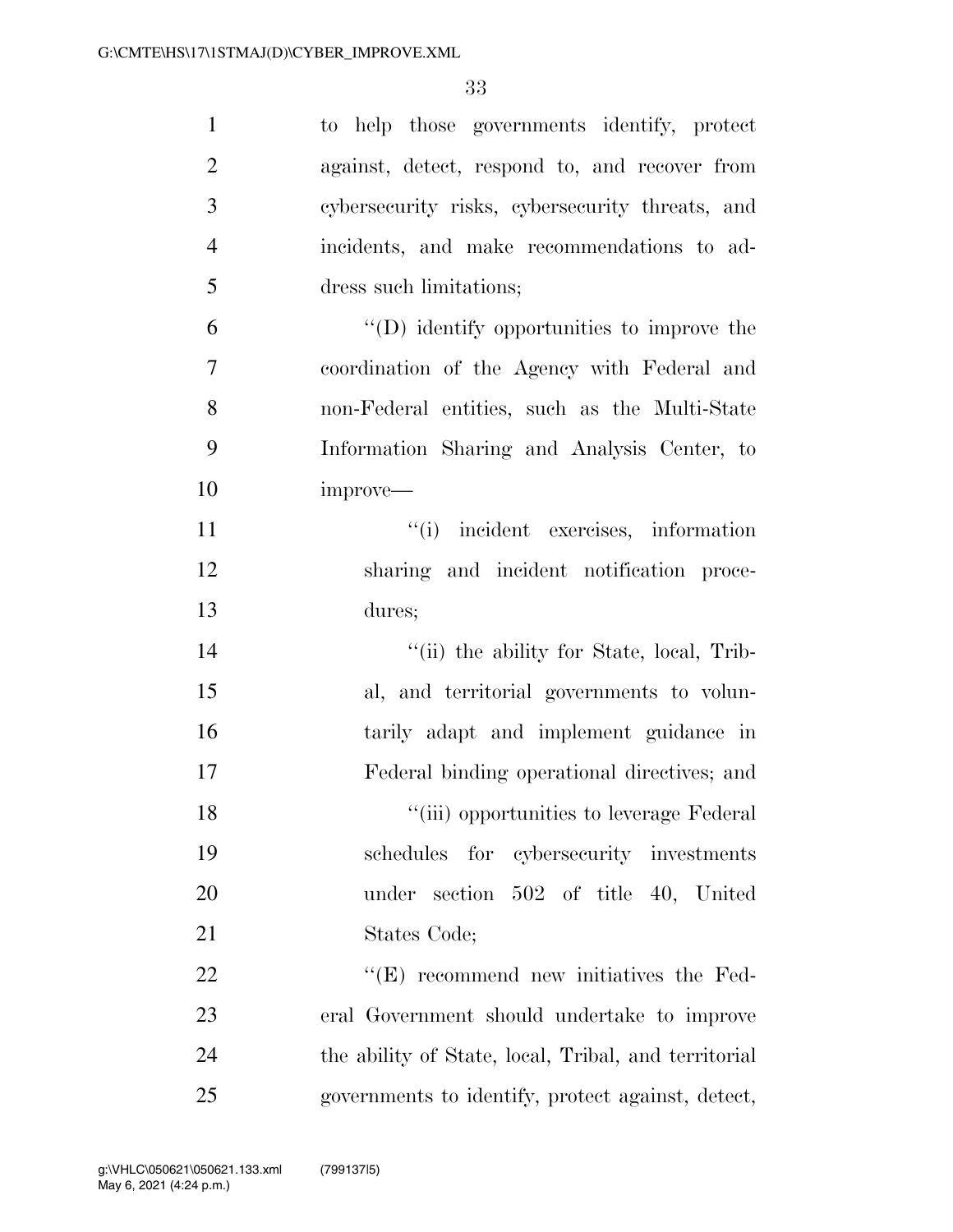to help those governments identify, protect against, detect, respond to, and recover from cybersecurity risks, cybersecurity threats, and incidents, and make recommendations to address such limitations;

"(D) identify opportunities to improve the coordination of the Agency with Federal and non-Federal entities, such as the Multi-State Information Sharing and Analysis Center, to improve—

"(i) incident exercises, information sharing and incident notification procedures;

"(ii) the ability for State, local, Tribal, and territorial governments to voluntarily adapt and implement guidance in Federal binding operational directives; and

"(iii) opportunities to leverage Federal schedules for cybersecurity investments under section 502 of title 40, United States Code;

"(E) recommend new initiatives the Federal Government should undertake to improve the ability of State, local, Tribal, and territorial governments to identify, protect against, detect,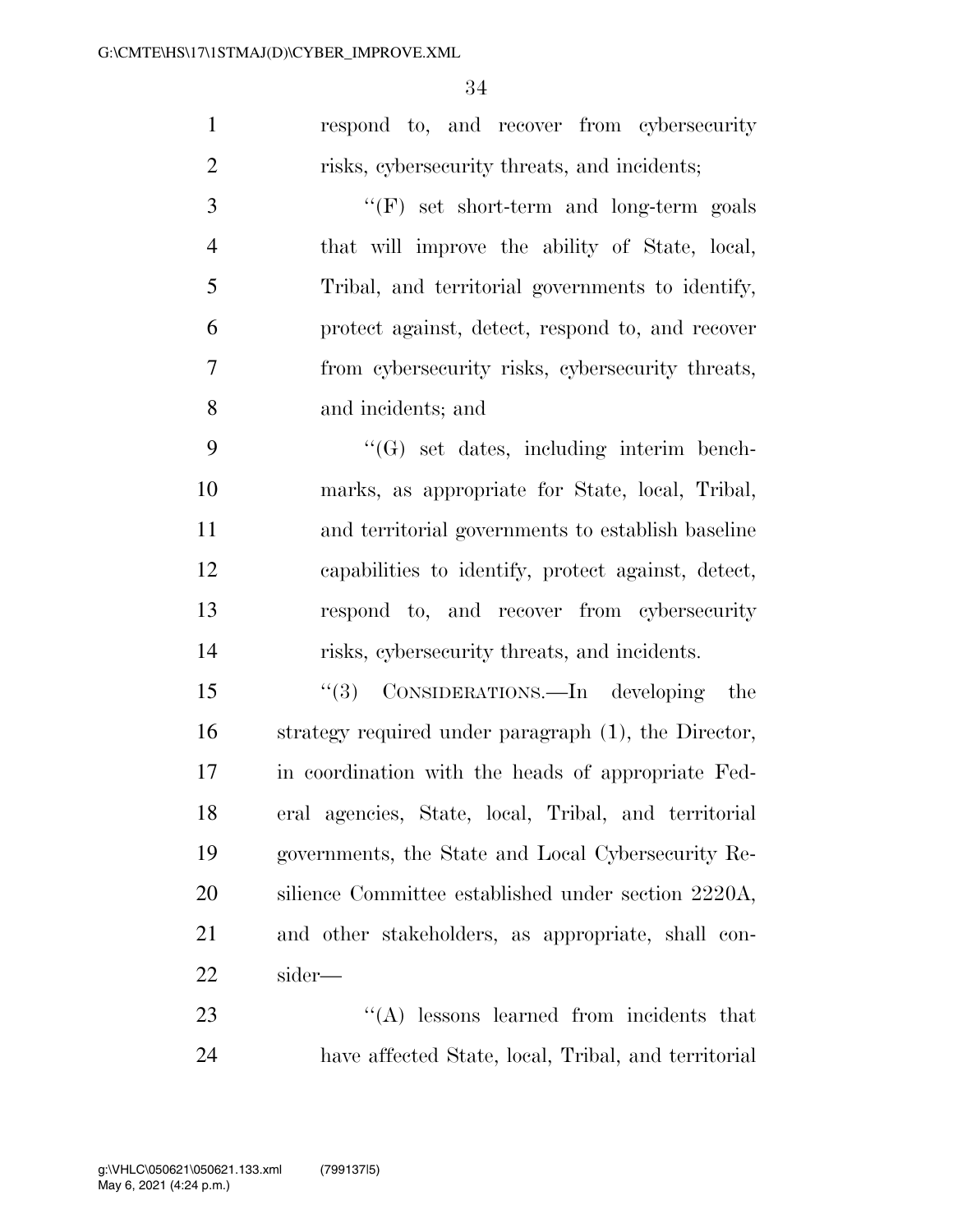respond to, and recover from cybersecurity risks, cybersecurity threats, and incidents;

"(F) set short-term and long-term goals that will improve the ability of State, local, Tribal, and territorial governments to identify, protect against, detect, respond to, and recover from cybersecurity risks, cybersecurity threats, and incidents; and

"(G) set dates, including interim benchmarks, as appropriate for State, local, Tribal, and territorial governments to establish baseline capabilities to identify, protect against, detect, respond to, and recover from cybersecurity risks, cybersecurity threats, and incidents.

"(3) CONSIDERATIONS.—In developing the strategy required under paragraph (1), the Director, in coordination with the heads of appropriate Federal agencies, State, local, Tribal, and territorial governments, the State and Local Cybersecurity Resilience Committee established under section 2220A, and other stakeholders, as appropriate, shall consider—

"(A) lessons learned from incidents that have affected State, local, Tribal, and territorial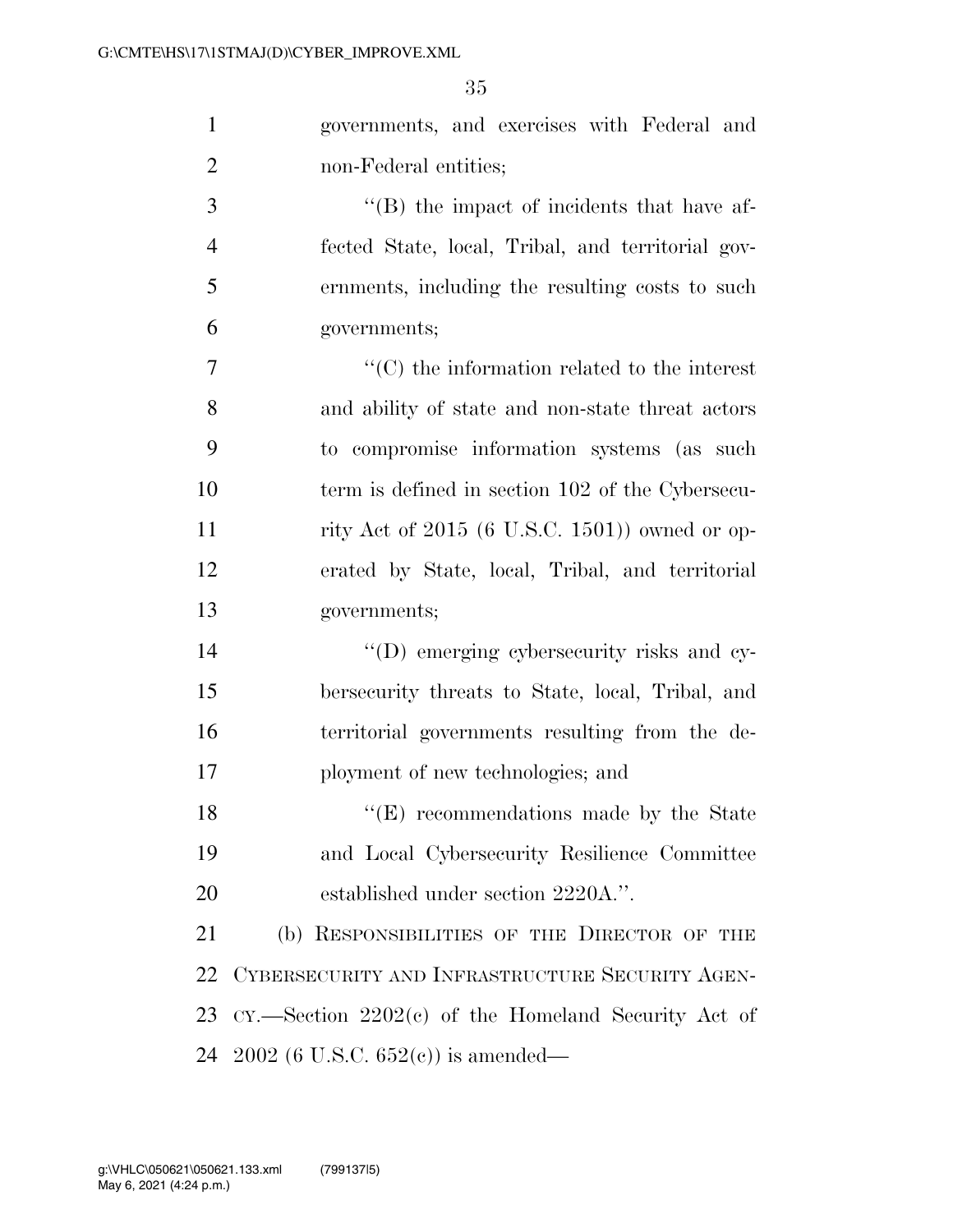governments, and exercises with Federal and non-Federal entities;

"(B) the impact of incidents that have affected State, local, Tribal, and territorial governments, including the resulting costs to such governments;

"(C) the information related to the interest and ability of state and non-state threat actors to compromise information systems (as such term is defined in section 102 of the Cybersecurity Act of 2015 (6 U.S.C. 1501)) owned or operated by State, local, Tribal, and territorial governments;

"(D) emerging cybersecurity risks and cybersecurity threats to State, local, Tribal, and territorial governments resulting from the deployment of new technologies; and

"(E) recommendations made by the State and Local Cybersecurity Resilience Committee established under section 2220A.".

(b) RESPONSIBILITIES OF THE DIRECTOR OF THE CYBERSECURITY AND INFRASTRUCTURE SECURITY AGENCY.—Section 2202(c) of the Homeland Security Act of 2002 (6 U.S.C. 652(c)) is amended—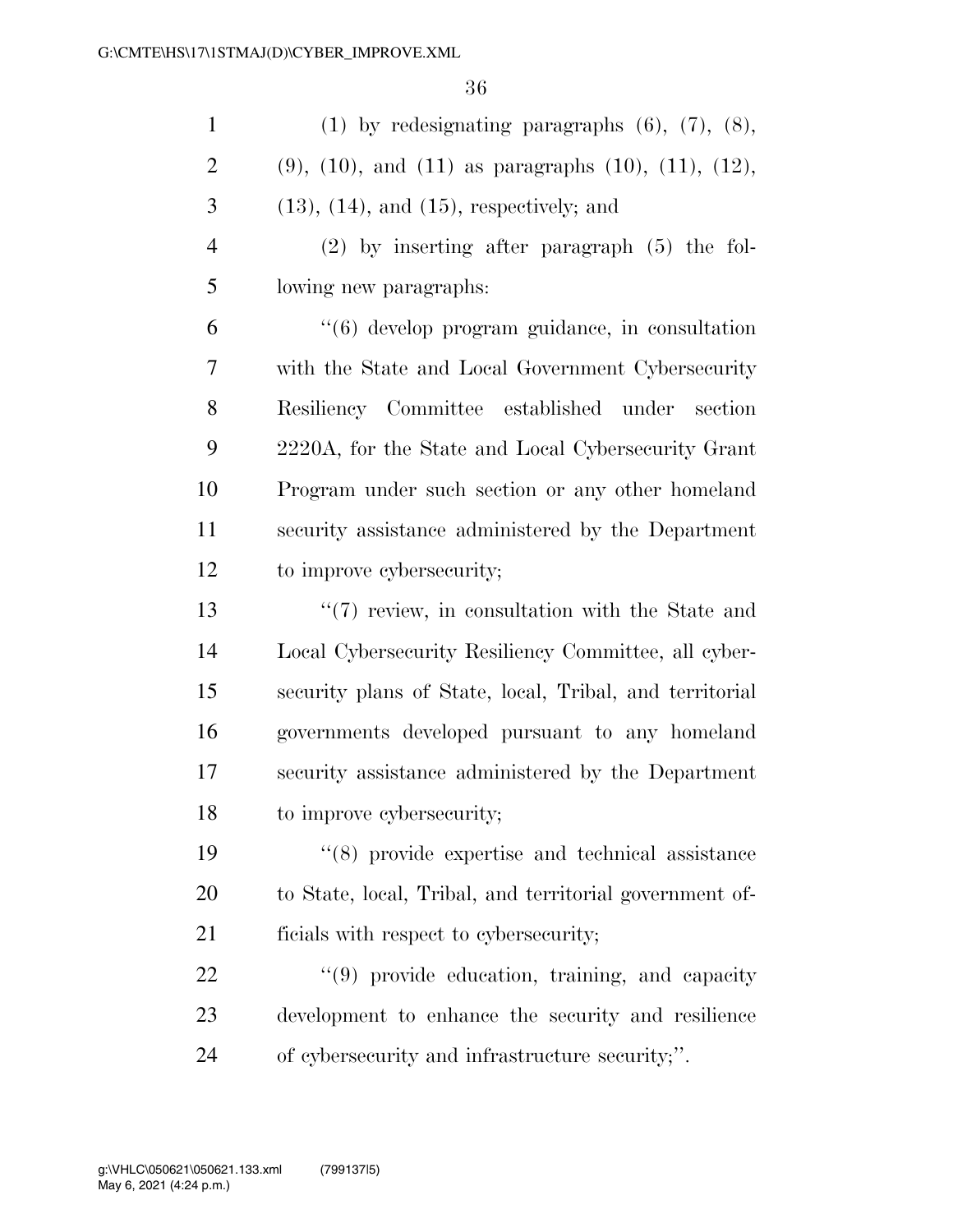(1) by redesignating paragraphs (6), (7), (8), (9), (10), and (11) as paragraphs (10), (11), (12), (13), (14), and (15), respectively; and

(2) by inserting after paragraph (5) the following new paragraphs:

"(6) develop program guidance, in consultation with the State and Local Government Cybersecurity Resiliency Committee established under section 2220A, for the State and Local Cybersecurity Grant Program under such section or any other homeland security assistance administered by the Department to improve cybersecurity;

"(7) review, in consultation with the State and Local Cybersecurity Resiliency Committee, all cybersecurity plans of State, local, Tribal, and territorial governments developed pursuant to any homeland security assistance administered by the Department to improve cybersecurity;

"(8) provide expertise and technical assistance to State, local, Tribal, and territorial government officials with respect to cybersecurity;

"(9) provide education, training, and capacity development to enhance the security and resilience of cybersecurity and infrastructure security;".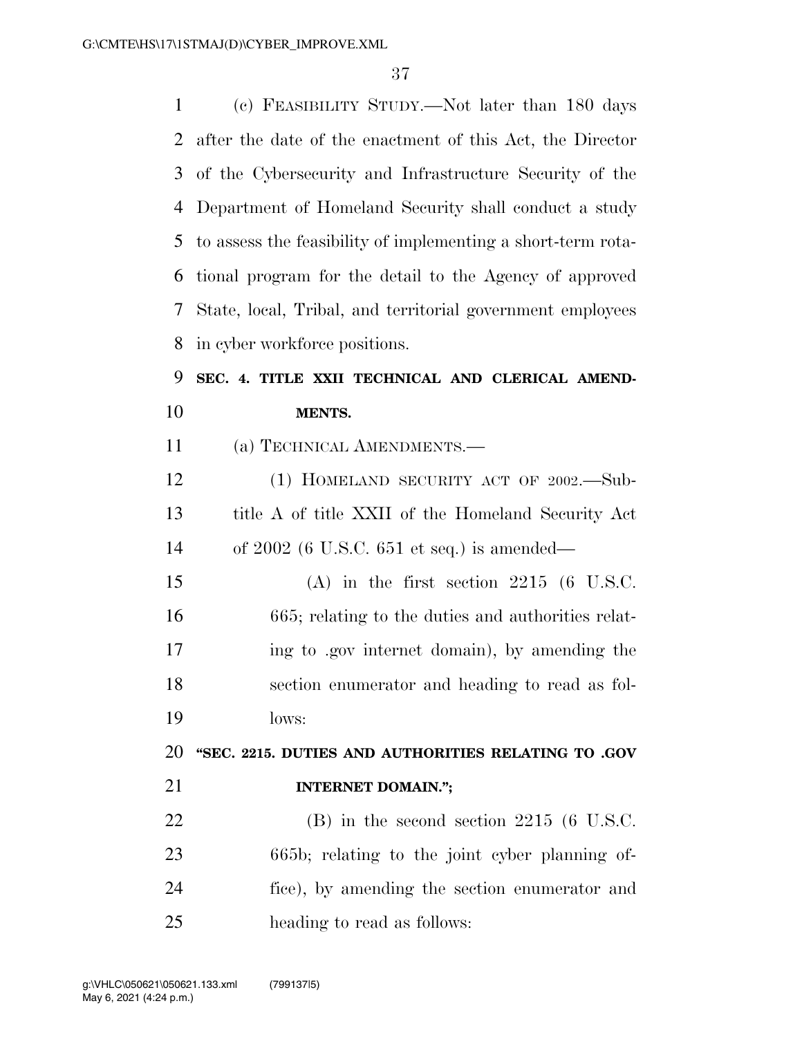(c) FEASIBILITY STUDY.—Not later than 180 days after the date of the enactment of this Act, the Director of the Cybersecurity and Infrastructure Security of the Department of Homeland Security shall conduct a study to assess the feasibility of implementing a short-term rotational program for the detail to the Agency of approved State, local, Tribal, and territorial government employees in cyber workforce positions.

**SEC. 4. TITLE XXII TECHNICAL AND CLERICAL AMENDMENTS.**

(a) TECHNICAL AMENDMENTS.—

(1) HOMELAND SECURITY ACT OF 2002.—Subtitle A of title XXII of the Homeland Security Act of 2002 (6 U.S.C. 651 et seq.) is amended—

(A) in the first section 2215 (6 U.S.C. 665; relating to the duties and authorities relating to .gov internet domain), by amending the section enumerator and heading to read as follows:

**"SEC. 2215. DUTIES AND AUTHORITIES RELATING TO .GOV INTERNET DOMAIN.";**

(B) in the second section 2215 (6 U.S.C. 665b; relating to the joint cyber planning office), by amending the section enumerator and heading to read as follows: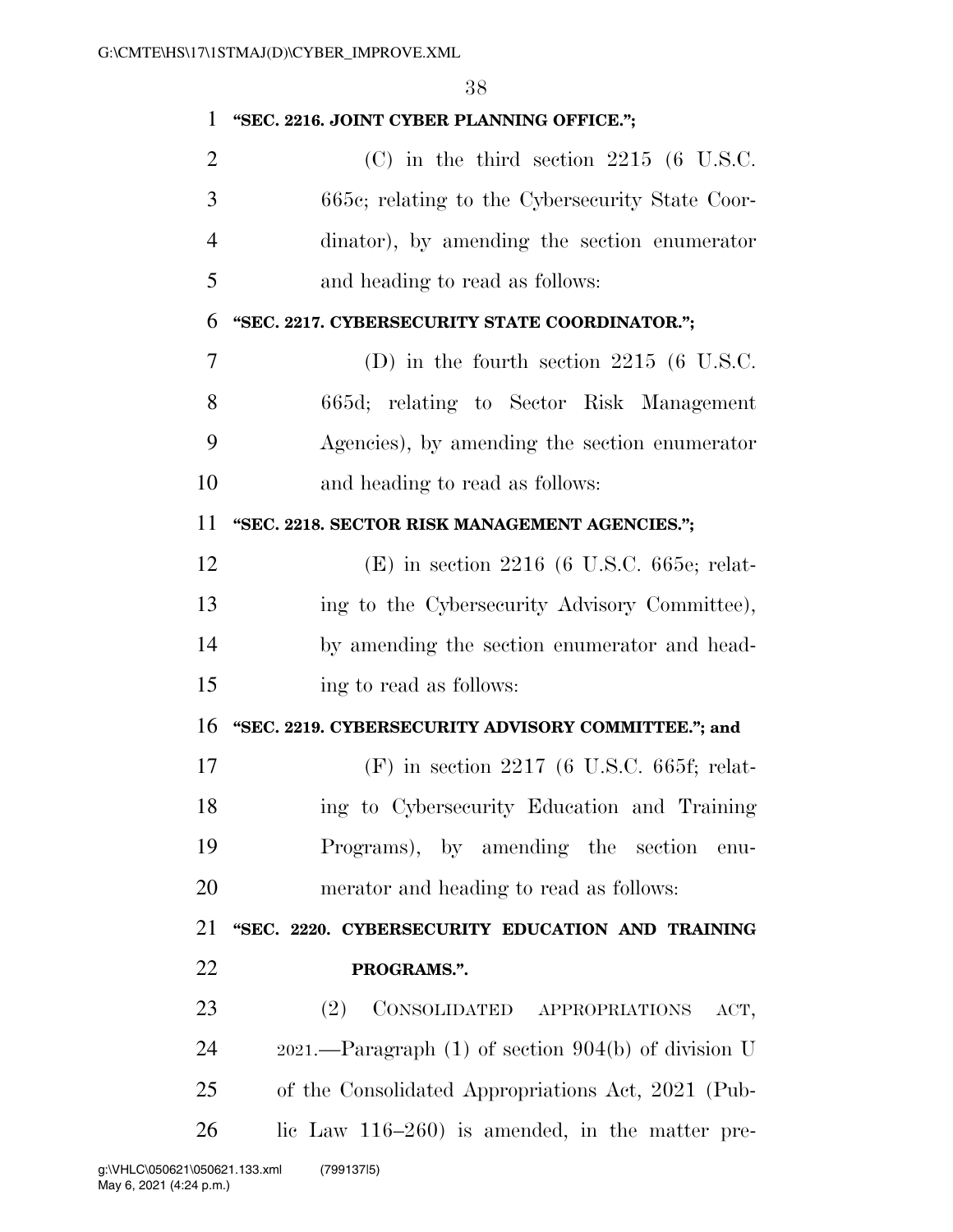**"SEC. 2216. JOINT CYBER PLANNING OFFICE.";**

(C) in the third section 2215 (6 U.S.C. 665c; relating to the Cybersecurity State Coordinator), by amending the section enumerator and heading to read as follows:

**"SEC. 2217. CYBERSECURITY STATE COORDINATOR.";**

(D) in the fourth section 2215 (6 U.S.C. 665d; relating to Sector Risk Management Agencies), by amending the section enumerator and heading to read as follows:

**"SEC. 2218. SECTOR RISK MANAGEMENT AGENCIES.";**

(E) in section 2216 (6 U.S.C. 665e; relating to the Cybersecurity Advisory Committee), by amending the section enumerator and heading to read as follows:

**"SEC. 2219. CYBERSECURITY ADVISORY COMMITTEE."; and**

(F) in section 2217 (6 U.S.C. 665f; relating to Cybersecurity Education and Training Programs), by amending the section enumerator and heading to read as follows:

**"SEC. 2220. CYBERSECURITY EDUCATION AND TRAINING PROGRAMS.".**

(2) CONSOLIDATED APPROPRIATIONS ACT, 2021.—Paragraph (1) of section 904(b) of division U of the Consolidated Appropriations Act, 2021 (Public Law 116–260) is amended, in the matter pre-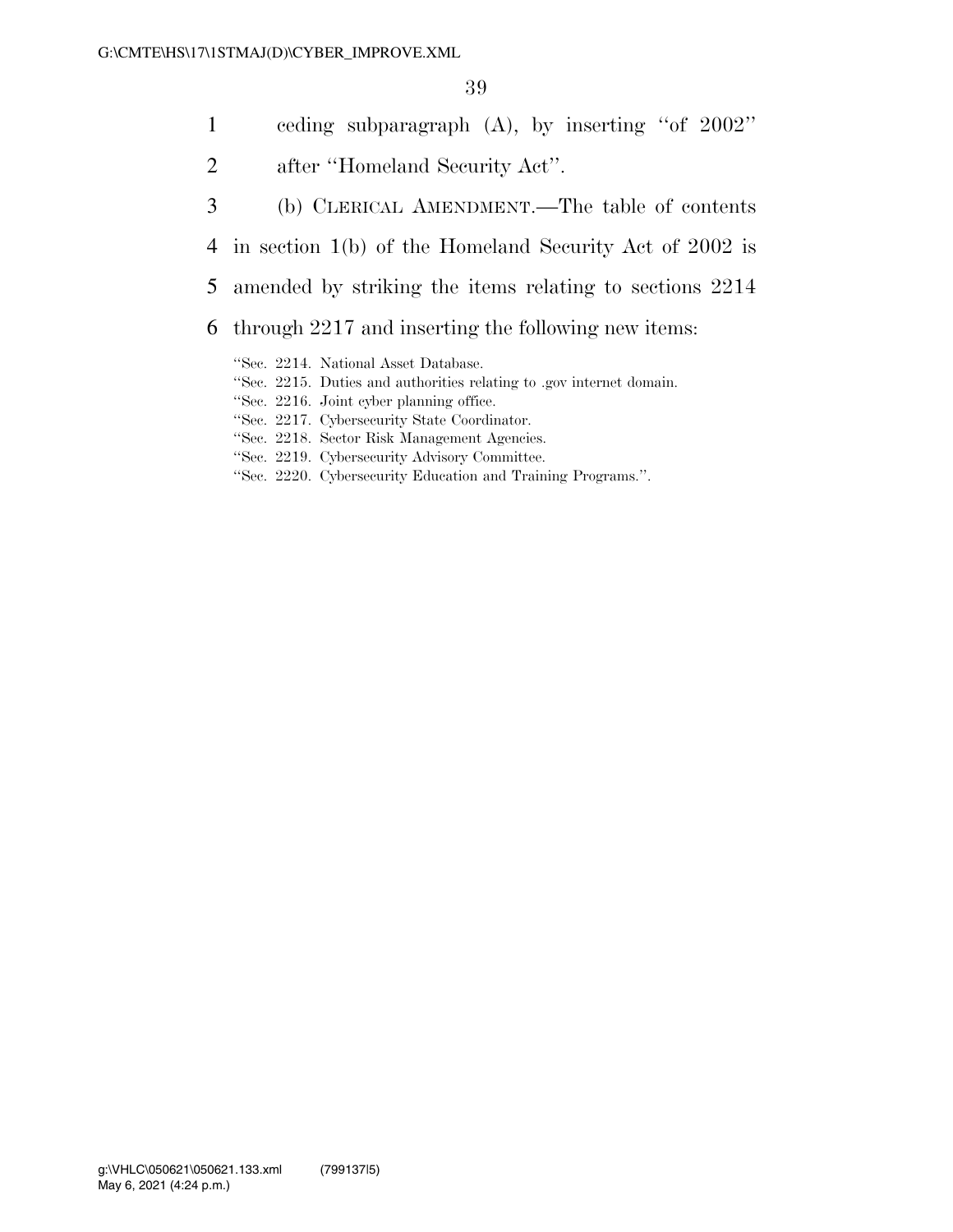ceding subparagraph (A), by inserting ''of 2002'' after ''Homeland Security Act''.

(b) CLERICAL AMENDMENT.—The table of contents in section 1(b) of the Homeland Security Act of 2002 is amended by striking the items relating to sections 2214 through 2217 and inserting the following new items:

''Sec. 2214. National Asset Database.
''Sec. 2215. Duties and authorities relating to .gov internet domain.
''Sec. 2216. Joint cyber planning office.
''Sec. 2217. Cybersecurity State Coordinator.
''Sec. 2218. Sector Risk Management Agencies.
''Sec. 2219. Cybersecurity Advisory Committee.
''Sec. 2220. Cybersecurity Education and Training Programs.''.